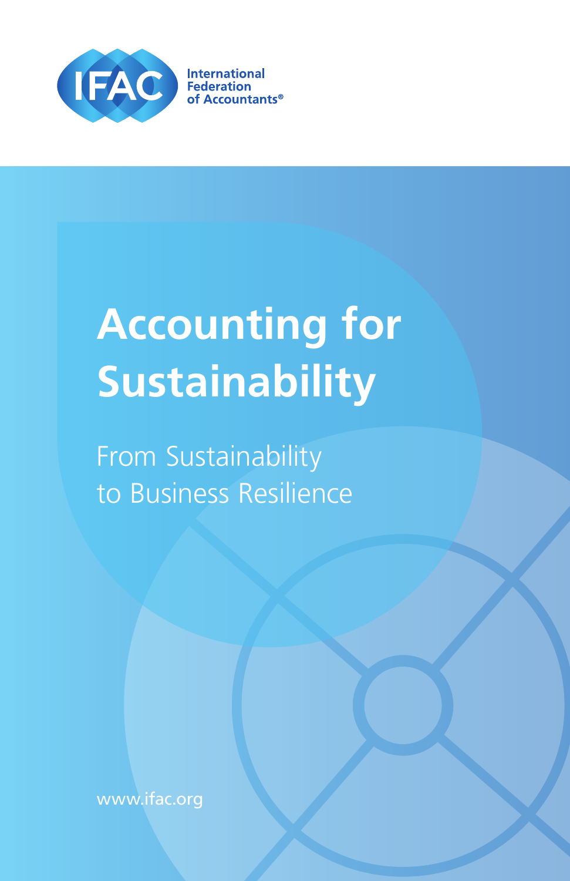International Federation of Accountants®

# Accounting for Sustainability

## From Sustainability to Business Resilience

www.ifac.org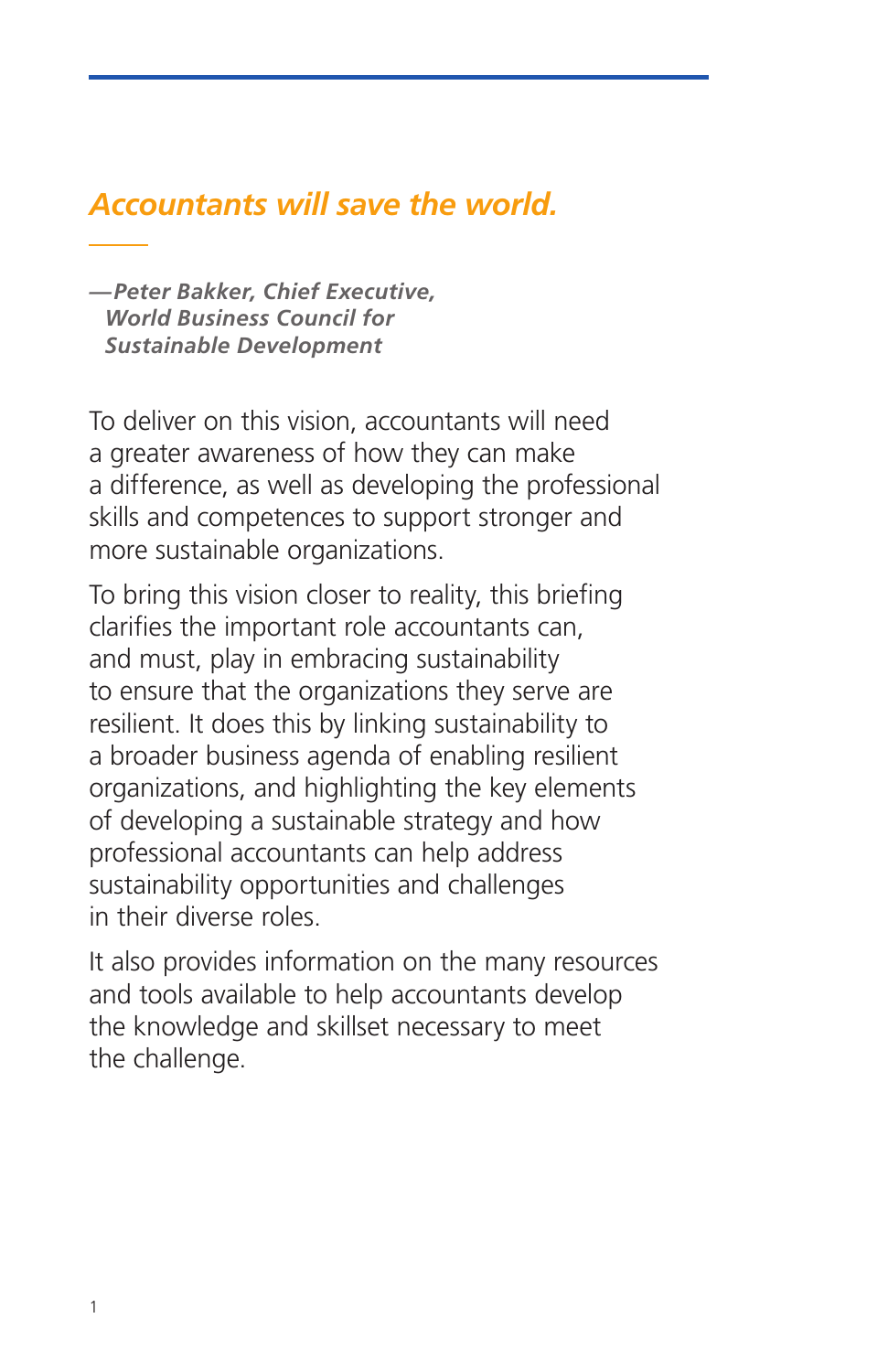*Accountants will save the world.*

*—Peter Bakker, Chief Executive, World Business Council for Sustainable Development*

To deliver on this vision, accountants will need a greater awareness of how they can make a difference, as well as developing the professional skills and competences to support stronger and more sustainable organizations.

To bring this vision closer to reality, this briefing clarifies the important role accountants can, and must, play in embracing sustainability to ensure that the organizations they serve are resilient. It does this by linking sustainability to a broader business agenda of enabling resilient organizations, and highlighting the key elements of developing a sustainable strategy and how professional accountants can help address sustainability opportunities and challenges in their diverse roles.

It also provides information on the many resources and tools available to help accountants develop the knowledge and skillset necessary to meet the challenge.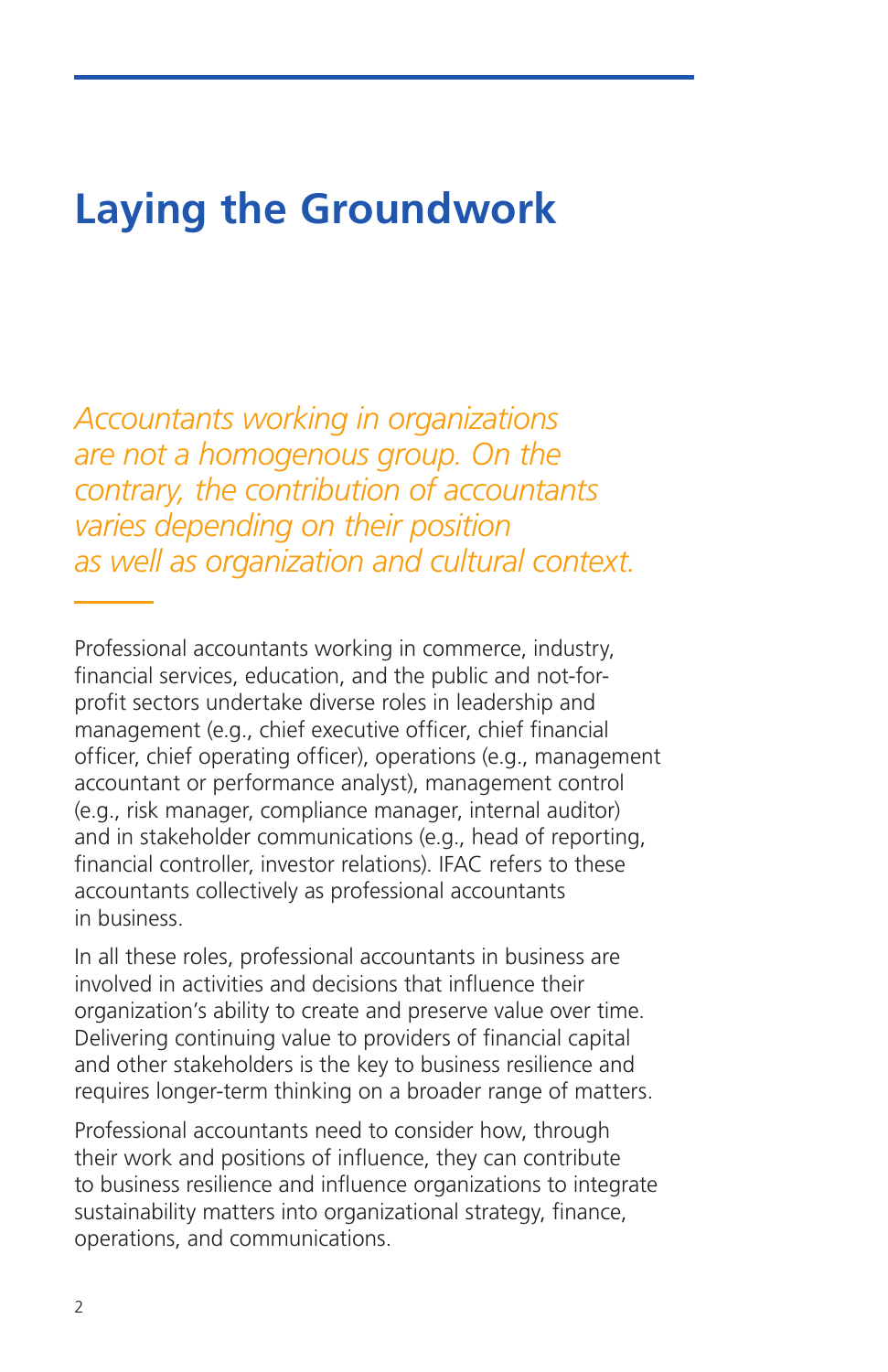# Laying the Groundwork

*Accountants working in organizations are not a homogenous group. On the contrary, the contribution of accountants varies depending on their position as well as organization and cultural context.*

Professional accountants working in commerce, industry, financial services, education, and the public and not-for-profit sectors undertake diverse roles in leadership and management (e.g., chief executive officer, chief financial officer, chief operating officer), operations (e.g., management accountant or performance analyst), management control (e.g., risk manager, compliance manager, internal auditor) and in stakeholder communications (e.g., head of reporting, financial controller, investor relations). IFAC refers to these accountants collectively as professional accountants in business.

In all these roles, professional accountants in business are involved in activities and decisions that influence their organization's ability to create and preserve value over time. Delivering continuing value to providers of financial capital and other stakeholders is the key to business resilience and requires longer-term thinking on a broader range of matters.

Professional accountants need to consider how, through their work and positions of influence, they can contribute to business resilience and influence organizations to integrate sustainability matters into organizational strategy, finance, operations, and communications.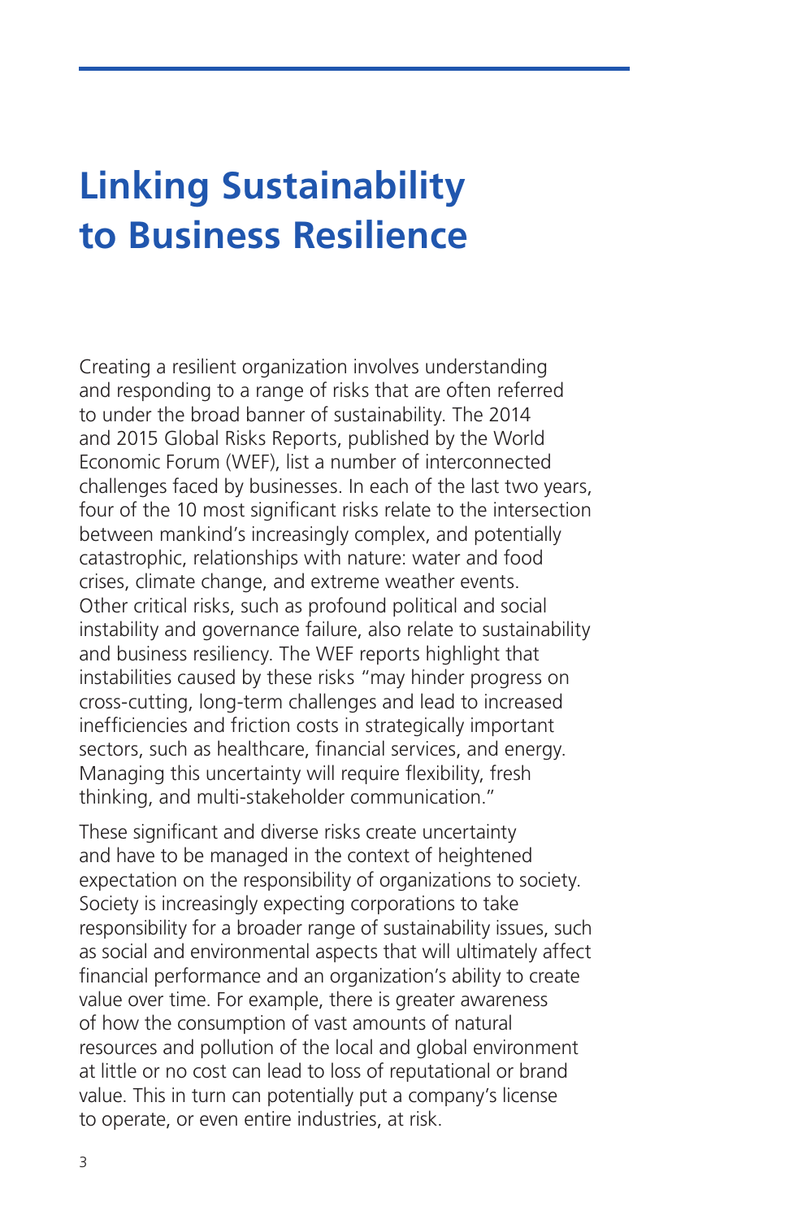# Linking Sustainability to Business Resilience

Creating a resilient organization involves understanding and responding to a range of risks that are often referred to under the broad banner of sustainability. The 2014 and 2015 Global Risks Reports, published by the World Economic Forum (WEF), list a number of interconnected challenges faced by businesses. In each of the last two years, four of the 10 most significant risks relate to the intersection between mankind's increasingly complex, and potentially catastrophic, relationships with nature: water and food crises, climate change, and extreme weather events. Other critical risks, such as profound political and social instability and governance failure, also relate to sustainability and business resiliency. The WEF reports highlight that instabilities caused by these risks "may hinder progress on cross-cutting, long-term challenges and lead to increased inefficiencies and friction costs in strategically important sectors, such as healthcare, financial services, and energy. Managing this uncertainty will require flexibility, fresh thinking, and multi-stakeholder communication."

These significant and diverse risks create uncertainty and have to be managed in the context of heightened expectation on the responsibility of organizations to society. Society is increasingly expecting corporations to take responsibility for a broader range of sustainability issues, such as social and environmental aspects that will ultimately affect financial performance and an organization's ability to create value over time. For example, there is greater awareness of how the consumption of vast amounts of natural resources and pollution of the local and global environment at little or no cost can lead to loss of reputational or brand value. This in turn can potentially put a company's license to operate, or even entire industries, at risk.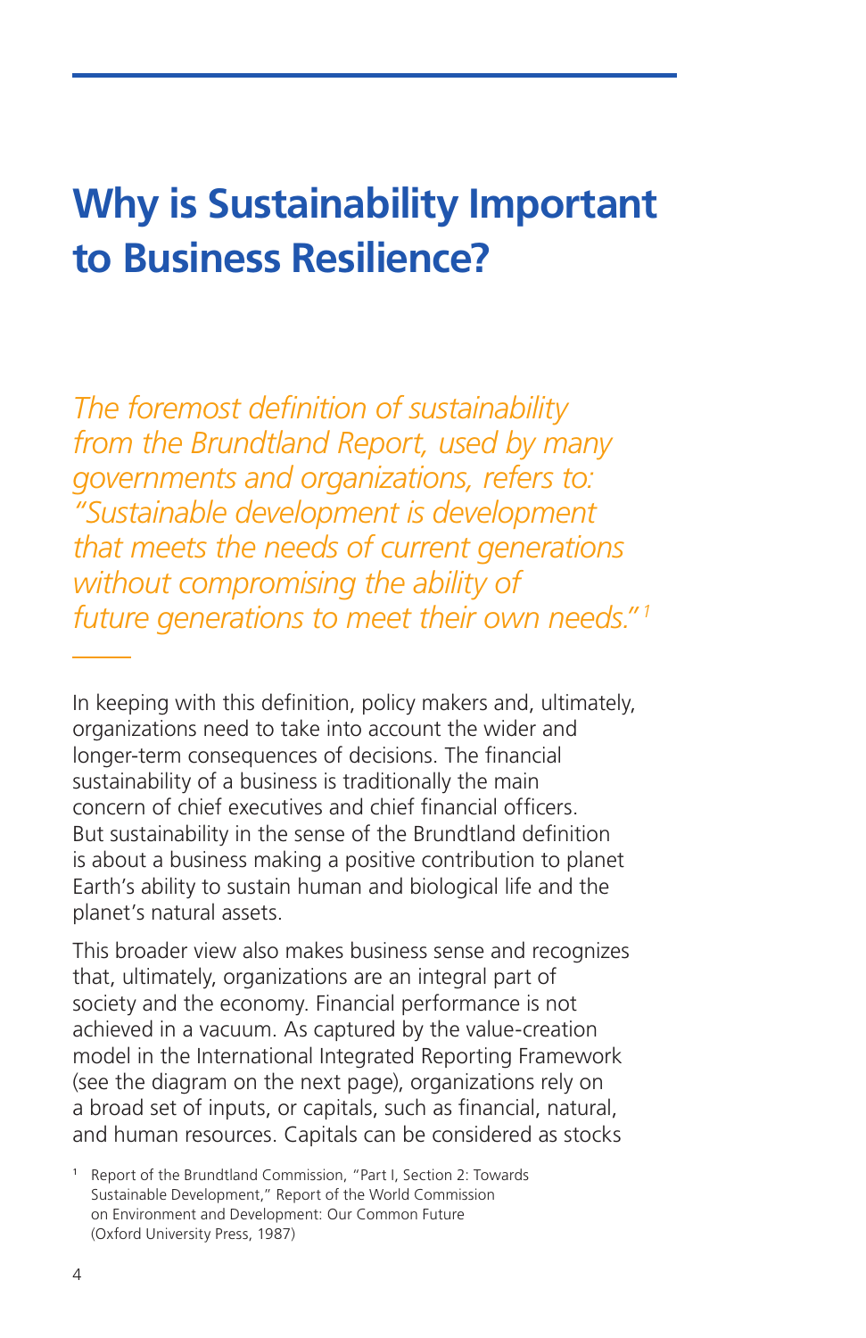# Why is Sustainability Important to Business Resilience?

*The foremost definition of sustainability from the Brundtland Report, used by many governments and organizations, refers to: "Sustainable development is development that meets the needs of current generations without compromising the ability of future generations to meet their own needs."*[1]

In keeping with this definition, policy makers and, ultimately, organizations need to take into account the wider and longer-term consequences of decisions. The financial sustainability of a business is traditionally the main concern of chief executives and chief financial officers. But sustainability in the sense of the Brundtland definition is about a business making a positive contribution to planet Earth's ability to sustain human and biological life and the planet's natural assets.

This broader view also makes business sense and recognizes that, ultimately, organizations are an integral part of society and the economy. Financial performance is not achieved in a vacuum. As captured by the value-creation model in the International Integrated Reporting Framework (see the diagram on the next page), organizations rely on a broad set of inputs, or capitals, such as financial, natural, and human resources. Capitals can be considered as stocks

[1] Report of the Brundtland Commission, "Part I, Section 2: Towards Sustainable Development," Report of the World Commission on Environment and Development: Our Common Future (Oxford University Press, 1987)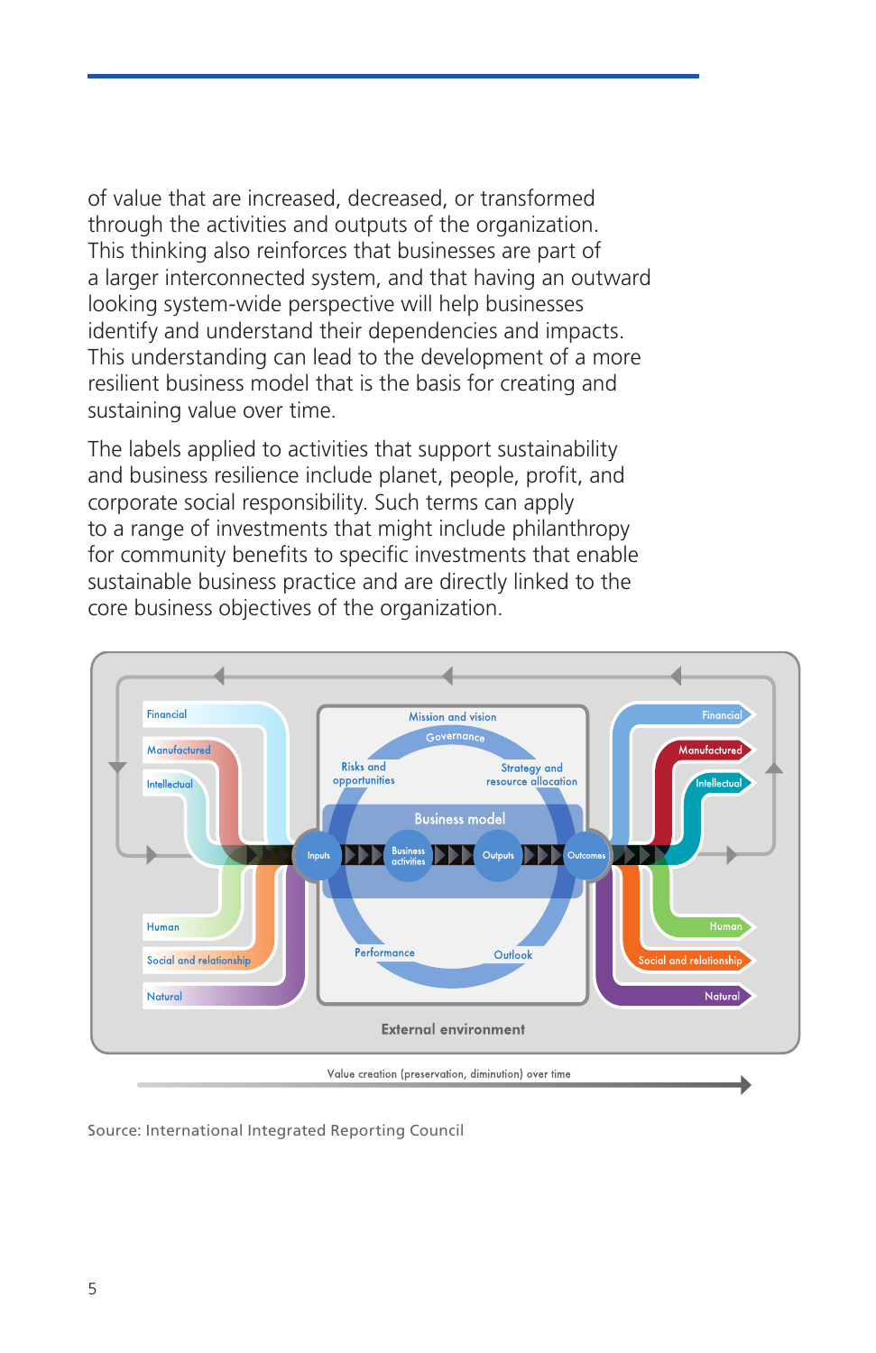of value that are increased, decreased, or transformed through the activities and outputs of the organization. This thinking also reinforces that businesses are part of a larger interconnected system, and that having an outward looking system-wide perspective will help businesses identify and understand their dependencies and impacts. This understanding can lead to the development of a more resilient business model that is the basis for creating and sustaining value over time.

The labels applied to activities that support sustainability and business resilience include planet, people, profit, and corporate social responsibility. Such terms can apply to a range of investments that might include philanthropy for community benefits to specific investments that enable sustainable business practice and are directly linked to the core business objectives of the organization.

Source: International Integrated Reporting Council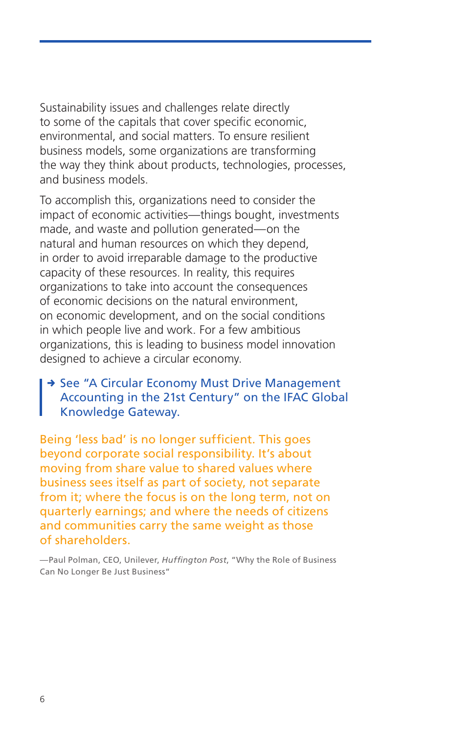Sustainability issues and challenges relate directly to some of the capitals that cover specific economic, environmental, and social matters. To ensure resilient business models, some organizations are transforming the way they think about products, technologies, processes, and business models.

To accomplish this, organizations need to consider the impact of economic activities—things bought, investments made, and waste and pollution generated—on the natural and human resources on which they depend, in order to avoid irreparable damage to the productive capacity of these resources. In reality, this requires organizations to take into account the consequences of economic decisions on the natural environment, on economic development, and on the social conditions in which people live and work. For a few ambitious organizations, this is leading to business model innovation designed to achieve a circular economy.

> → See "A Circular Economy Must Drive Management Accounting in the 21st Century" on the IFAC Global Knowledge Gateway.

Being 'less bad' is no longer sufficient. This goes beyond corporate social responsibility. It's about moving from share value to shared values where business sees itself as part of society, not separate from it; where the focus is on the long term, not on quarterly earnings; and where the needs of citizens and communities carry the same weight as those of shareholders.

—Paul Polman, CEO, Unilever, *Huffington Post*, "Why the Role of Business Can No Longer Be Just Business"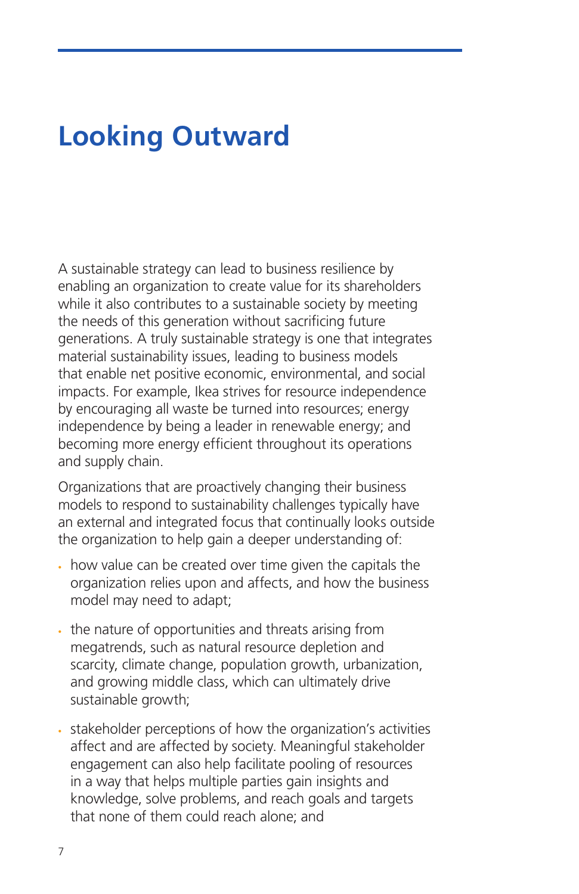# Looking Outward

A sustainable strategy can lead to business resilience by enabling an organization to create value for its shareholders while it also contributes to a sustainable society by meeting the needs of this generation without sacrificing future generations. A truly sustainable strategy is one that integrates material sustainability issues, leading to business models that enable net positive economic, environmental, and social impacts. For example, Ikea strives for resource independence by encouraging all waste be turned into resources; energy independence by being a leader in renewable energy; and becoming more energy efficient throughout its operations and supply chain.

Organizations that are proactively changing their business models to respond to sustainability challenges typically have an external and integrated focus that continually looks outside the organization to help gain a deeper understanding of:

- how value can be created over time given the capitals the organization relies upon and affects, and how the business model may need to adapt;
- the nature of opportunities and threats arising from megatrends, such as natural resource depletion and scarcity, climate change, population growth, urbanization, and growing middle class, which can ultimately drive sustainable growth;
- stakeholder perceptions of how the organization's activities affect and are affected by society. Meaningful stakeholder engagement can also help facilitate pooling of resources in a way that helps multiple parties gain insights and knowledge, solve problems, and reach goals and targets that none of them could reach alone; and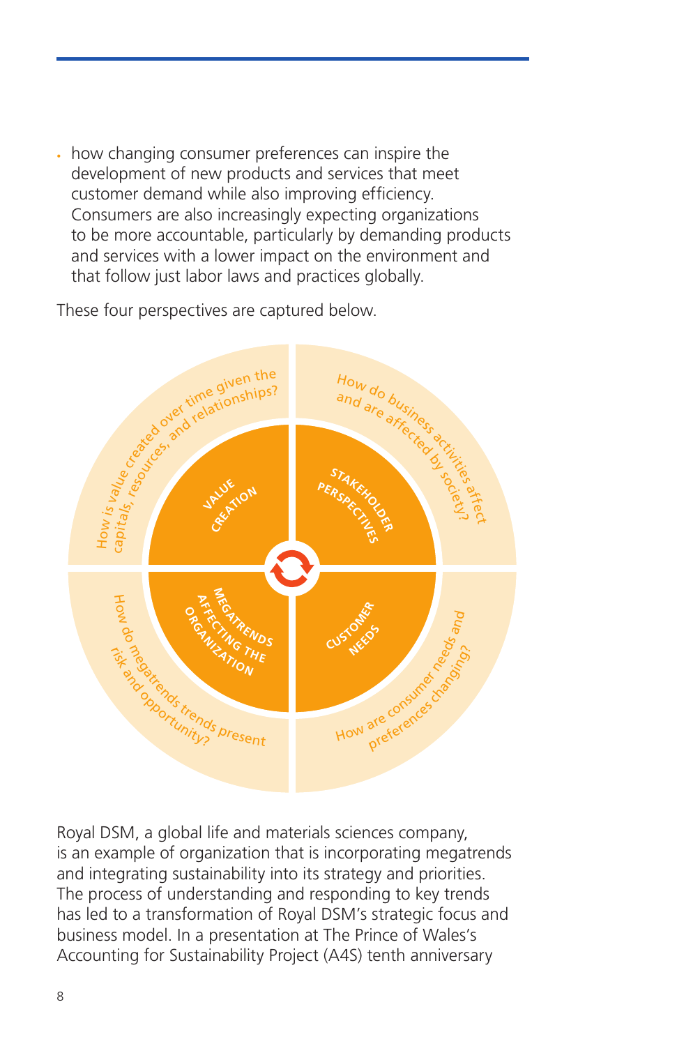- how changing consumer preferences can inspire the development of new products and services that meet customer demand while also improving efficiency. Consumers are also increasingly expecting organizations to be more accountable, particularly by demanding products and services with a lower impact on the environment and that follow just labor laws and practices globally.

These four perspectives are captured below.

VALUE CREATION — How is value created over time given the capitals, resources, and relationships?

STAKEHOLDER PERSPECTIVES — How do business activities affect and are affected by society?

MEGATRENDS AFFECTING THE ORGANIZATION — How do megatrends trends present risk and opportunity?

CUSTOMER NEEDS — How are consumer needs and preferences changing?

Royal DSM, a global life and materials sciences company, is an example of organization that is incorporating megatrends and integrating sustainability into its strategy and priorities. The process of understanding and responding to key trends has led to a transformation of Royal DSM's strategic focus and business model. In a presentation at The Prince of Wales's Accounting for Sustainability Project (A4S) tenth anniversary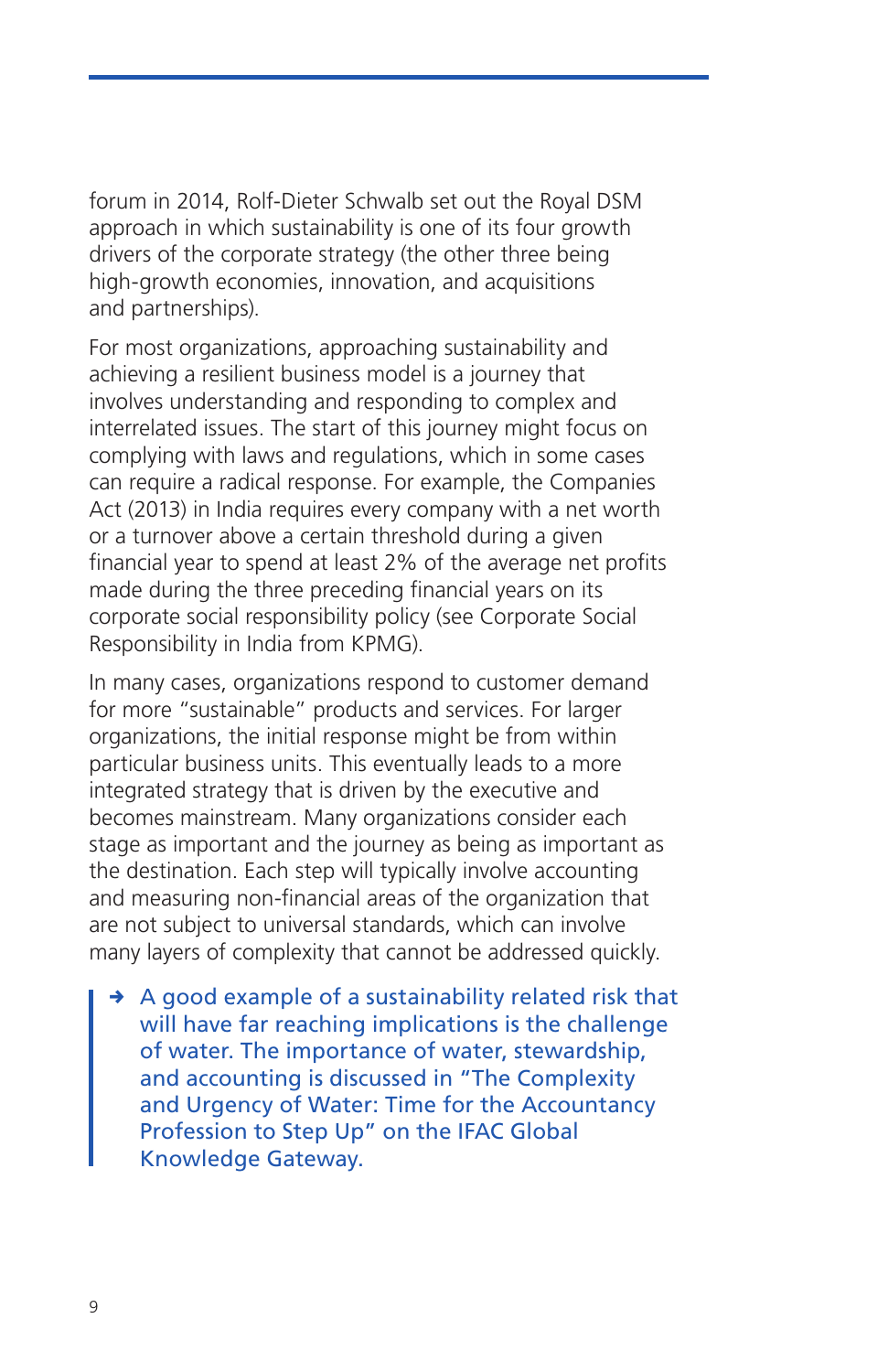forum in 2014, Rolf-Dieter Schwalb set out the Royal DSM approach in which sustainability is one of its four growth drivers of the corporate strategy (the other three being high-growth economies, innovation, and acquisitions and partnerships).

For most organizations, approaching sustainability and achieving a resilient business model is a journey that involves understanding and responding to complex and interrelated issues. The start of this journey might focus on complying with laws and regulations, which in some cases can require a radical response. For example, the Companies Act (2013) in India requires every company with a net worth or a turnover above a certain threshold during a given financial year to spend at least 2% of the average net profits made during the three preceding financial years on its corporate social responsibility policy (see Corporate Social Responsibility in India from KPMG).

In many cases, organizations respond to customer demand for more "sustainable" products and services. For larger organizations, the initial response might be from within particular business units. This eventually leads to a more integrated strategy that is driven by the executive and becomes mainstream. Many organizations consider each stage as important and the journey as being as important as the destination. Each step will typically involve accounting and measuring non-financial areas of the organization that are not subject to universal standards, which can involve many layers of complexity that cannot be addressed quickly.

> → A good example of a sustainability related risk that will have far reaching implications is the challenge of water. The importance of water, stewardship, and accounting is discussed in "The Complexity and Urgency of Water: Time for the Accountancy Profession to Step Up" on the IFAC Global Knowledge Gateway.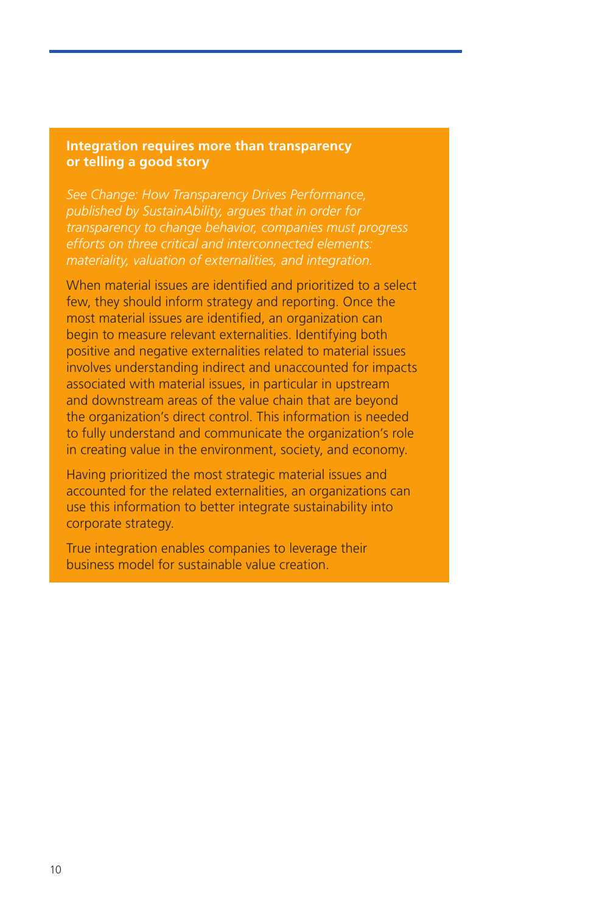**Integration requires more than transparency or telling a good story**

*See Change: How Transparency Drives Performance, published by SustainAbility, argues that in order for transparency to change behavior, companies must progress efforts on three critical and interconnected elements: materiality, valuation of externalities, and integration.*

When material issues are identified and prioritized to a select few, they should inform strategy and reporting. Once the most material issues are identified, an organization can begin to measure relevant externalities. Identifying both positive and negative externalities related to material issues involves understanding indirect and unaccounted for impacts associated with material issues, in particular in upstream and downstream areas of the value chain that are beyond the organization's direct control. This information is needed to fully understand and communicate the organization's role in creating value in the environment, society, and economy.

Having prioritized the most strategic material issues and accounted for the related externalities, an organizations can use this information to better integrate sustainability into corporate strategy.

True integration enables companies to leverage their business model for sustainable value creation.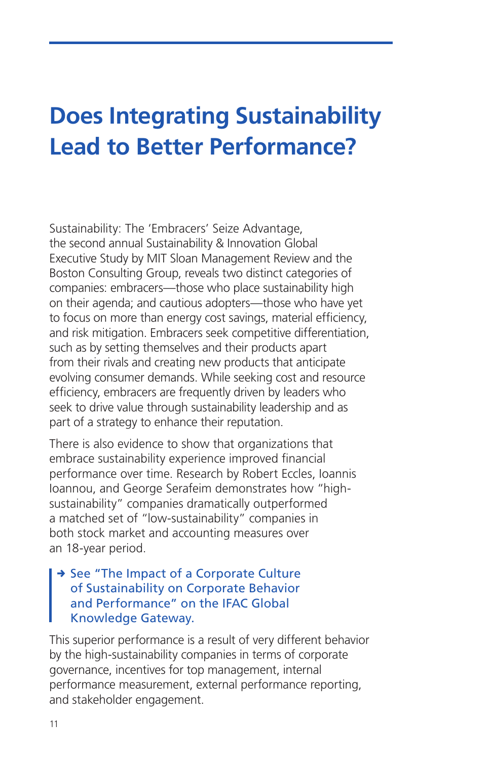# Does Integrating Sustainability Lead to Better Performance?

Sustainability: The 'Embracers' Seize Advantage, the second annual Sustainability & Innovation Global Executive Study by MIT Sloan Management Review and the Boston Consulting Group, reveals two distinct categories of companies: embracers—those who place sustainability high on their agenda; and cautious adopters—those who have yet to focus on more than energy cost savings, material efficiency, and risk mitigation. Embracers seek competitive differentiation, such as by setting themselves and their products apart from their rivals and creating new products that anticipate evolving consumer demands. While seeking cost and resource efficiency, embracers are frequently driven by leaders who seek to drive value through sustainability leadership and as part of a strategy to enhance their reputation.

There is also evidence to show that organizations that embrace sustainability experience improved financial performance over time. Research by Robert Eccles, Ioannis Ioannou, and George Serafeim demonstrates how "high-sustainability" companies dramatically outperformed a matched set of "low-sustainability" companies in both stock market and accounting measures over an 18-year period.

> → See "The Impact of a Corporate Culture of Sustainability on Corporate Behavior and Performance" on the IFAC Global Knowledge Gateway.

This superior performance is a result of very different behavior by the high-sustainability companies in terms of corporate governance, incentives for top management, internal performance measurement, external performance reporting, and stakeholder engagement.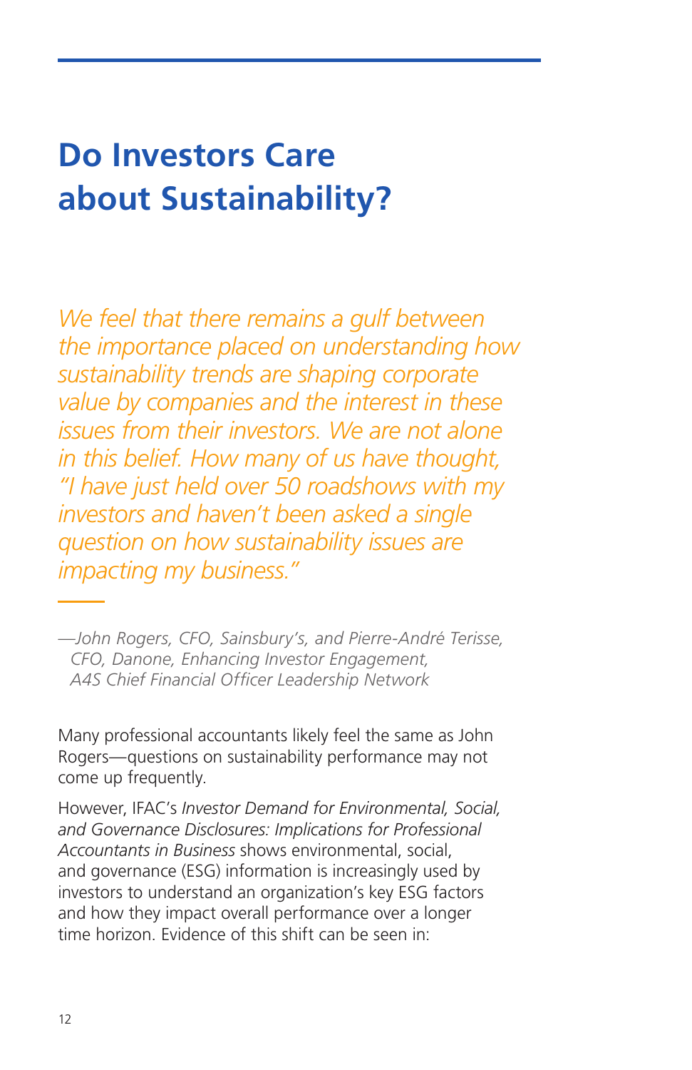# Do Investors Care about Sustainability?

> *We feel that there remains a gulf between the importance placed on understanding how sustainability trends are shaping corporate value by companies and the interest in these issues from their investors. We are not alone in this belief. How many of us have thought, "I have just held over 50 roadshows with my investors and haven't been asked a single question on how sustainability issues are impacting my business."*
>
> *—John Rogers, CFO, Sainsbury's, and Pierre-André Terisse, CFO, Danone, Enhancing Investor Engagement, A4S Chief Financial Officer Leadership Network*

Many professional accountants likely feel the same as John Rogers—questions on sustainability performance may not come up frequently.

However, IFAC's *Investor Demand for Environmental, Social, and Governance Disclosures: Implications for Professional Accountants in Business* shows environmental, social, and governance (ESG) information is increasingly used by investors to understand an organization's key ESG factors and how they impact overall performance over a longer time horizon. Evidence of this shift can be seen in: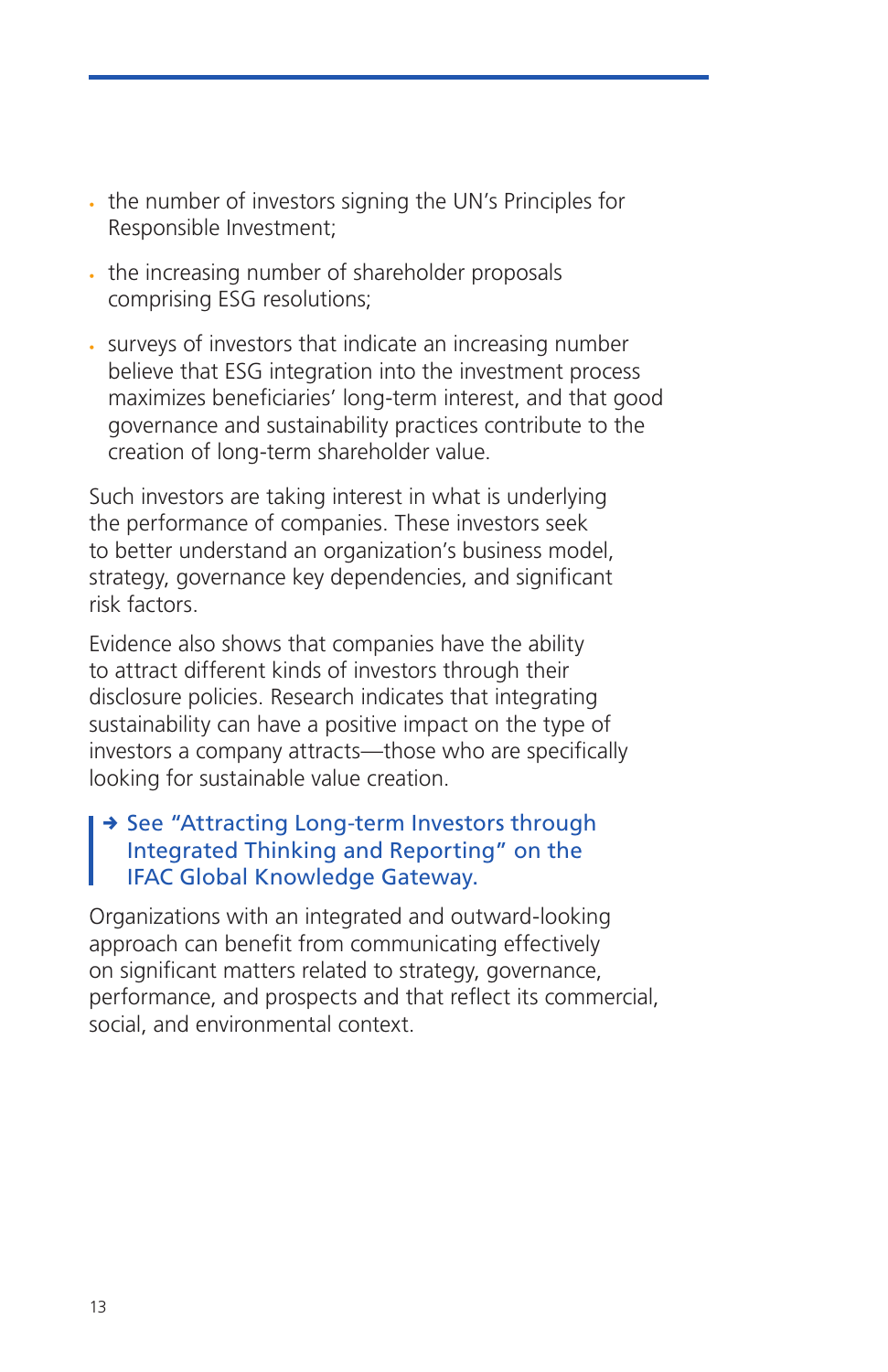- the number of investors signing the UN's Principles for Responsible Investment;
- the increasing number of shareholder proposals comprising ESG resolutions;
- surveys of investors that indicate an increasing number believe that ESG integration into the investment process maximizes beneficiaries' long-term interest, and that good governance and sustainability practices contribute to the creation of long-term shareholder value.

Such investors are taking interest in what is underlying the performance of companies. These investors seek to better understand an organization's business model, strategy, governance key dependencies, and significant risk factors.

Evidence also shows that companies have the ability to attract different kinds of investors through their disclosure policies. Research indicates that integrating sustainability can have a positive impact on the type of investors a company attracts—those who are specifically looking for sustainable value creation.

> → See "Attracting Long-term Investors through Integrated Thinking and Reporting" on the IFAC Global Knowledge Gateway.

Organizations with an integrated and outward-looking approach can benefit from communicating effectively on significant matters related to strategy, governance, performance, and prospects and that reflect its commercial, social, and environmental context.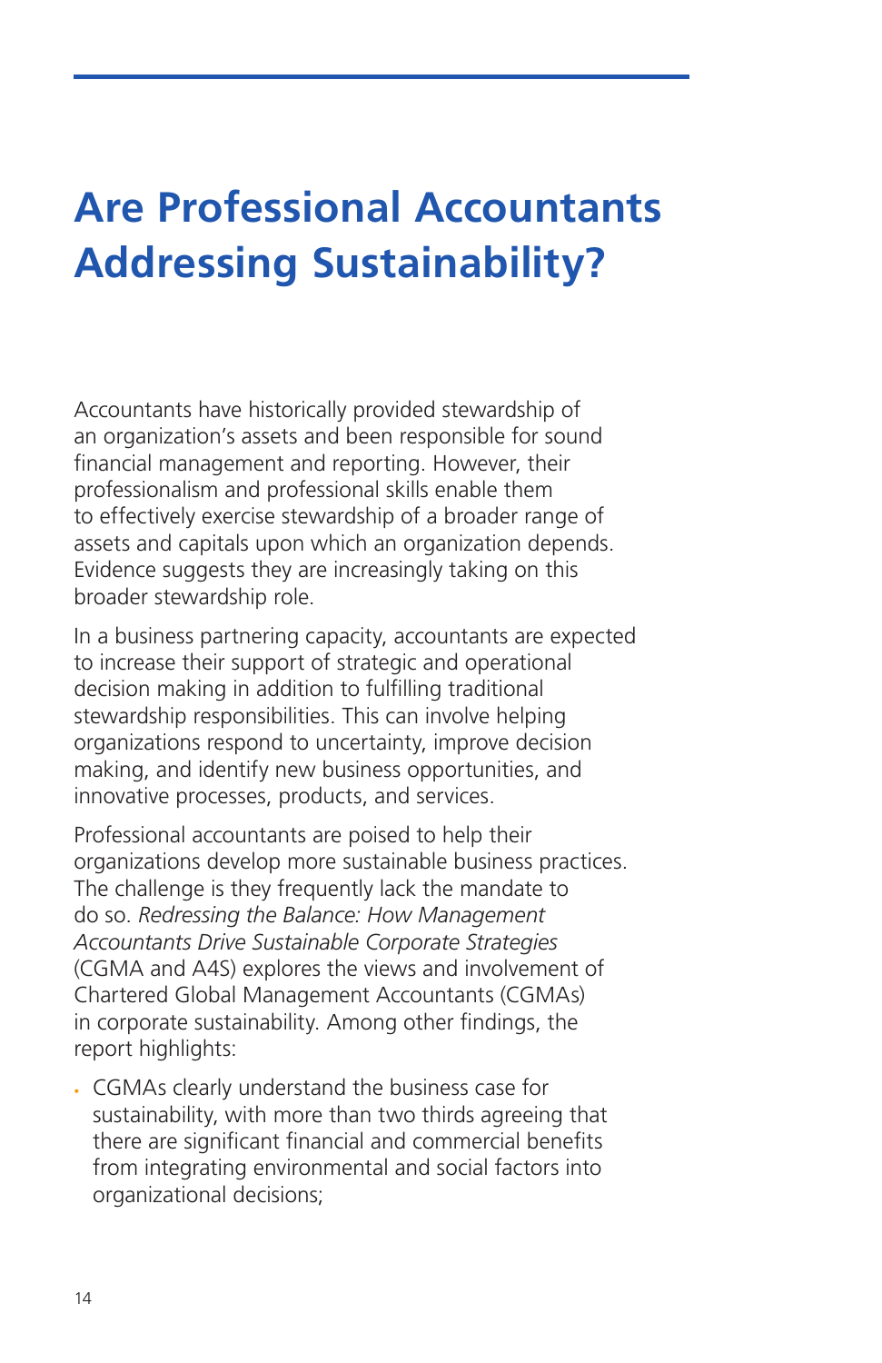# Are Professional Accountants Addressing Sustainability?

Accountants have historically provided stewardship of an organization's assets and been responsible for sound financial management and reporting. However, their professionalism and professional skills enable them to effectively exercise stewardship of a broader range of assets and capitals upon which an organization depends. Evidence suggests they are increasingly taking on this broader stewardship role.

In a business partnering capacity, accountants are expected to increase their support of strategic and operational decision making in addition to fulfilling traditional stewardship responsibilities. This can involve helping organizations respond to uncertainty, improve decision making, and identify new business opportunities, and innovative processes, products, and services.

Professional accountants are poised to help their organizations develop more sustainable business practices. The challenge is they frequently lack the mandate to do so. *Redressing the Balance: How Management Accountants Drive Sustainable Corporate Strategies* (CGMA and A4S) explores the views and involvement of Chartered Global Management Accountants (CGMAs) in corporate sustainability. Among other findings, the report highlights:

- CGMAs clearly understand the business case for sustainability, with more than two thirds agreeing that there are significant financial and commercial benefits from integrating environmental and social factors into organizational decisions;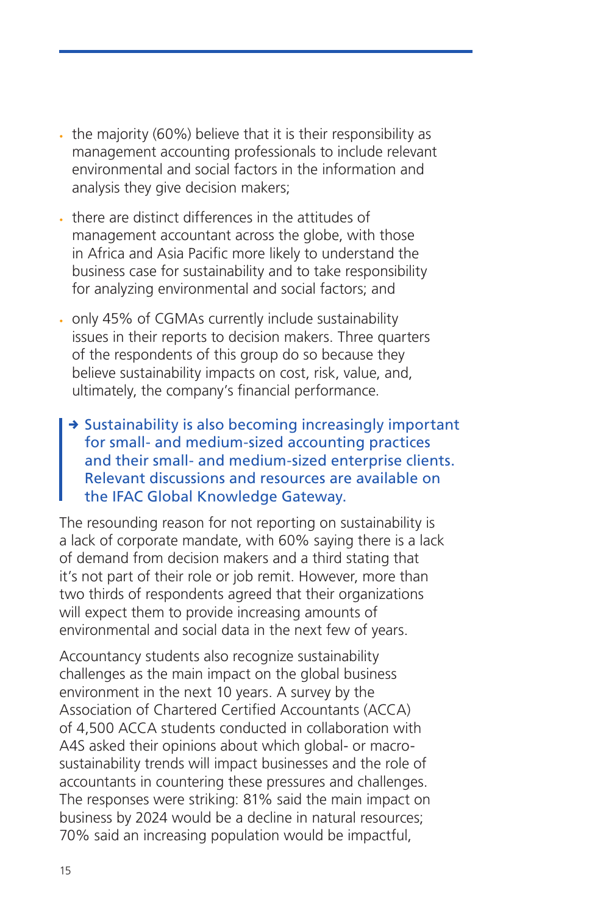- the majority (60%) believe that it is their responsibility as management accounting professionals to include relevant environmental and social factors in the information and analysis they give decision makers;
- there are distinct differences in the attitudes of management accountant across the globe, with those in Africa and Asia Pacific more likely to understand the business case for sustainability and to take responsibility for analyzing environmental and social factors; and
- only 45% of CGMAs currently include sustainability issues in their reports to decision makers. Three quarters of the respondents of this group do so because they believe sustainability impacts on cost, risk, value, and, ultimately, the company's financial performance.

> ➜ Sustainability is also becoming increasingly important for small- and medium-sized accounting practices and their small- and medium-sized enterprise clients. Relevant discussions and resources are available on the IFAC Global Knowledge Gateway.

The resounding reason for not reporting on sustainability is a lack of corporate mandate, with 60% saying there is a lack of demand from decision makers and a third stating that it's not part of their role or job remit. However, more than two thirds of respondents agreed that their organizations will expect them to provide increasing amounts of environmental and social data in the next few of years.

Accountancy students also recognize sustainability challenges as the main impact on the global business environment in the next 10 years. A survey by the Association of Chartered Certified Accountants (ACCA) of 4,500 ACCA students conducted in collaboration with A4S asked their opinions about which global- or macro-sustainability trends will impact businesses and the role of accountants in countering these pressures and challenges. The responses were striking: 81% said the main impact on business by 2024 would be a decline in natural resources; 70% said an increasing population would be impactful,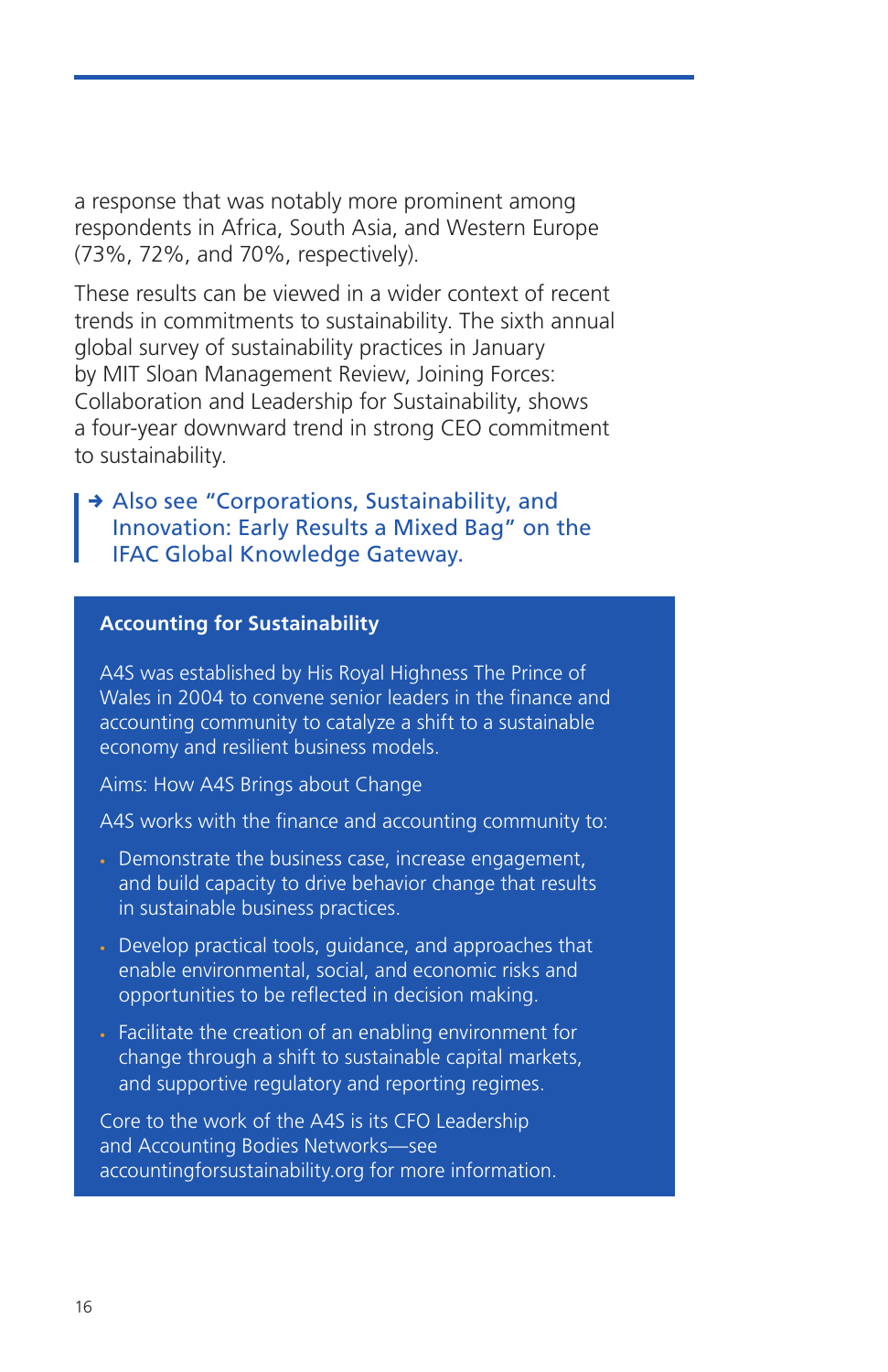a response that was notably more prominent among respondents in Africa, South Asia, and Western Europe (73%, 72%, and 70%, respectively).

These results can be viewed in a wider context of recent trends in commitments to sustainability. The sixth annual global survey of sustainability practices in January by MIT Sloan Management Review, Joining Forces: Collaboration and Leadership for Sustainability, shows a four-year downward trend in strong CEO commitment to sustainability.

> → Also see "Corporations, Sustainability, and Innovation: Early Results a Mixed Bag" on the IFAC Global Knowledge Gateway.

### Accounting for Sustainability

A4S was established by His Royal Highness The Prince of Wales in 2004 to convene senior leaders in the finance and accounting community to catalyze a shift to a sustainable economy and resilient business models.

Aims: How A4S Brings about Change

A4S works with the finance and accounting community to:

- Demonstrate the business case, increase engagement, and build capacity to drive behavior change that results in sustainable business practices.
- Develop practical tools, guidance, and approaches that enable environmental, social, and economic risks and opportunities to be reflected in decision making.
- Facilitate the creation of an enabling environment for change through a shift to sustainable capital markets, and supportive regulatory and reporting regimes.

Core to the work of the A4S is its CFO Leadership and Accounting Bodies Networks—see accountingforsustainability.org for more information.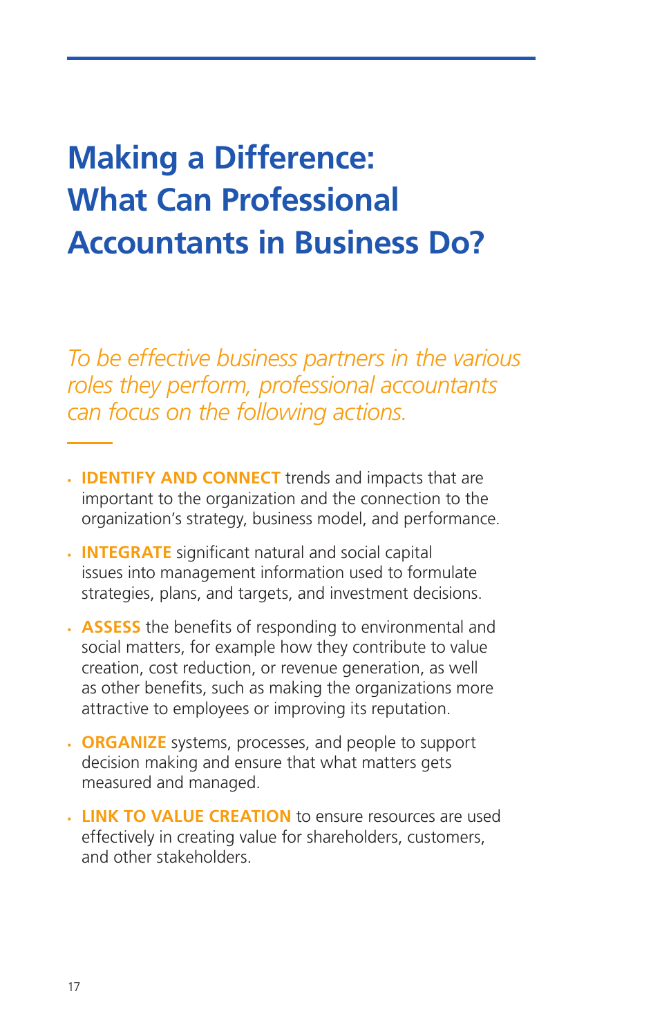# Making a Difference: What Can Professional Accountants in Business Do?

*To be effective business partners in the various roles they perform, professional accountants can focus on the following actions.*

- **IDENTIFY AND CONNECT** trends and impacts that are important to the organization and the connection to the organization's strategy, business model, and performance.
- **INTEGRATE** significant natural and social capital issues into management information used to formulate strategies, plans, and targets, and investment decisions.
- **ASSESS** the benefits of responding to environmental and social matters, for example how they contribute to value creation, cost reduction, or revenue generation, as well as other benefits, such as making the organizations more attractive to employees or improving its reputation.
- **ORGANIZE** systems, processes, and people to support decision making and ensure that what matters gets measured and managed.
- **LINK TO VALUE CREATION** to ensure resources are used effectively in creating value for shareholders, customers, and other stakeholders.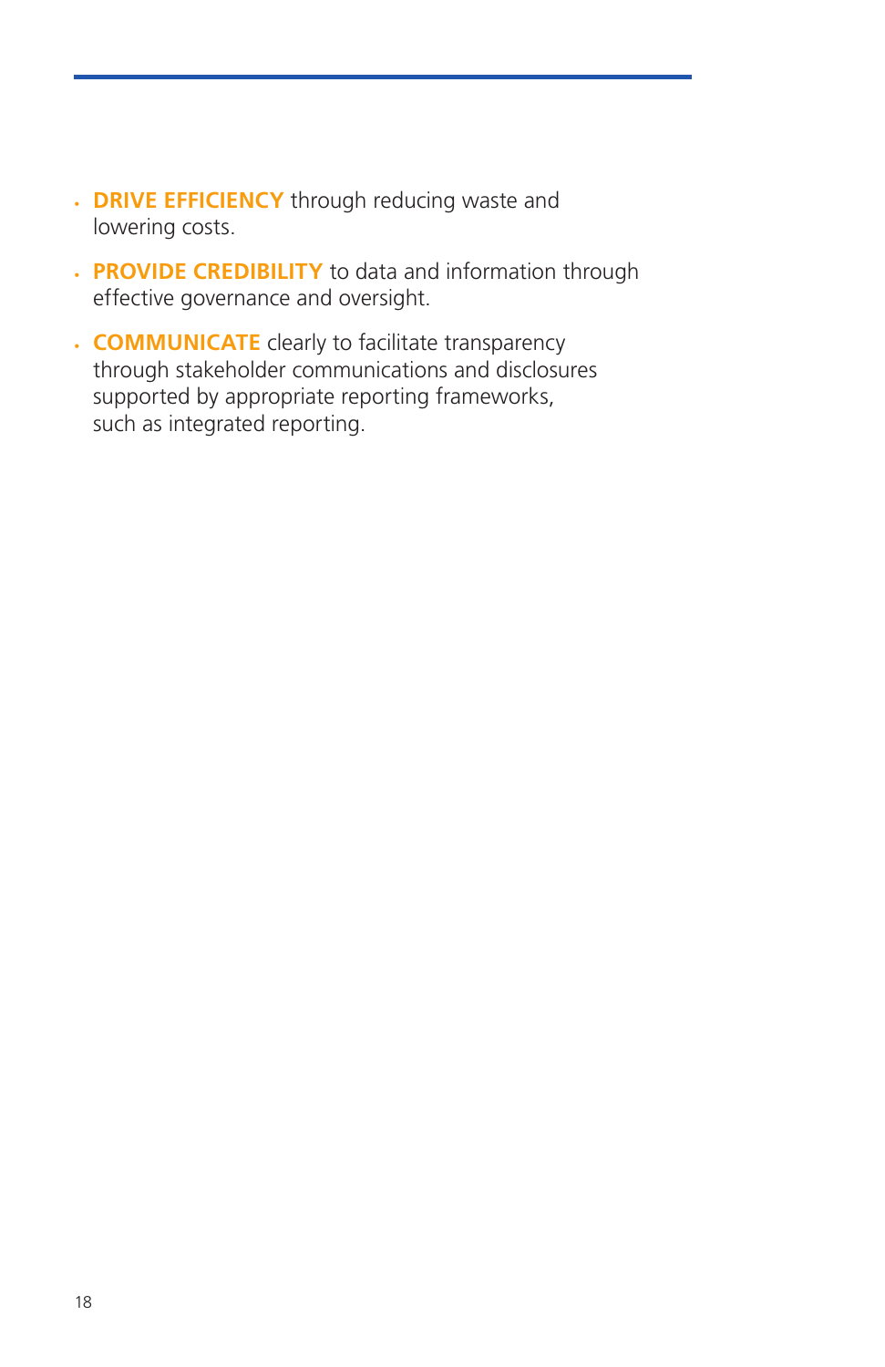- **DRIVE EFFICIENCY** through reducing waste and lowering costs.
- **PROVIDE CREDIBILITY** to data and information through effective governance and oversight.
- **COMMUNICATE** clearly to facilitate transparency through stakeholder communications and disclosures supported by appropriate reporting frameworks, such as integrated reporting.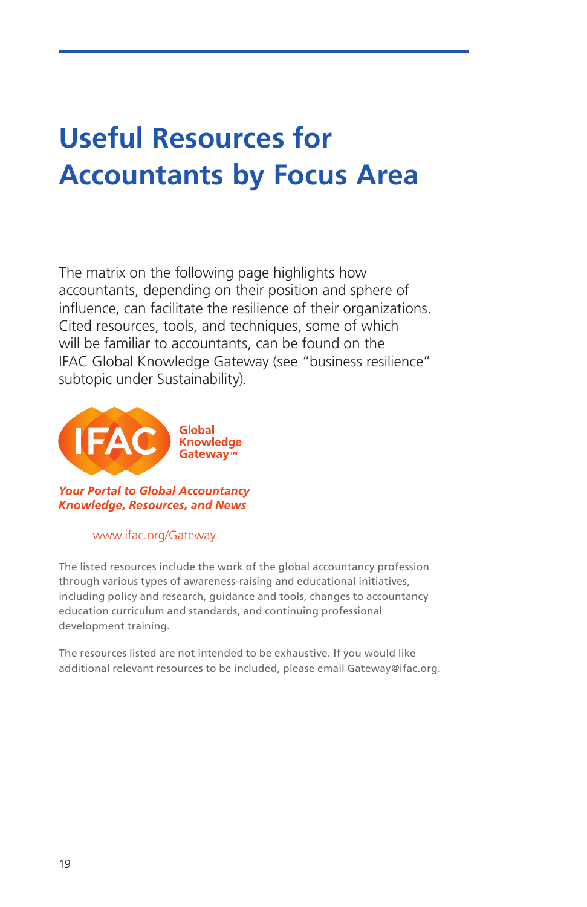# Useful Resources for Accountants by Focus Area

The matrix on the following page highlights how accountants, depending on their position and sphere of influence, can facilitate the resilience of their organizations. Cited resources, tools, and techniques, some of which will be familiar to accountants, can be found on the IFAC Global Knowledge Gateway (see "business resilience" subtopic under Sustainability).

IFAC Global Knowledge Gateway™

***Your Portal to Global Accountancy Knowledge, Resources, and News***

www.ifac.org/Gateway

The listed resources include the work of the global accountancy profession through various types of awareness-raising and educational initiatives, including policy and research, guidance and tools, changes to accountancy education curriculum and standards, and continuing professional development training.

The resources listed are not intended to be exhaustive. If you would like additional relevant resources to be included, please email Gateway@ifac.org.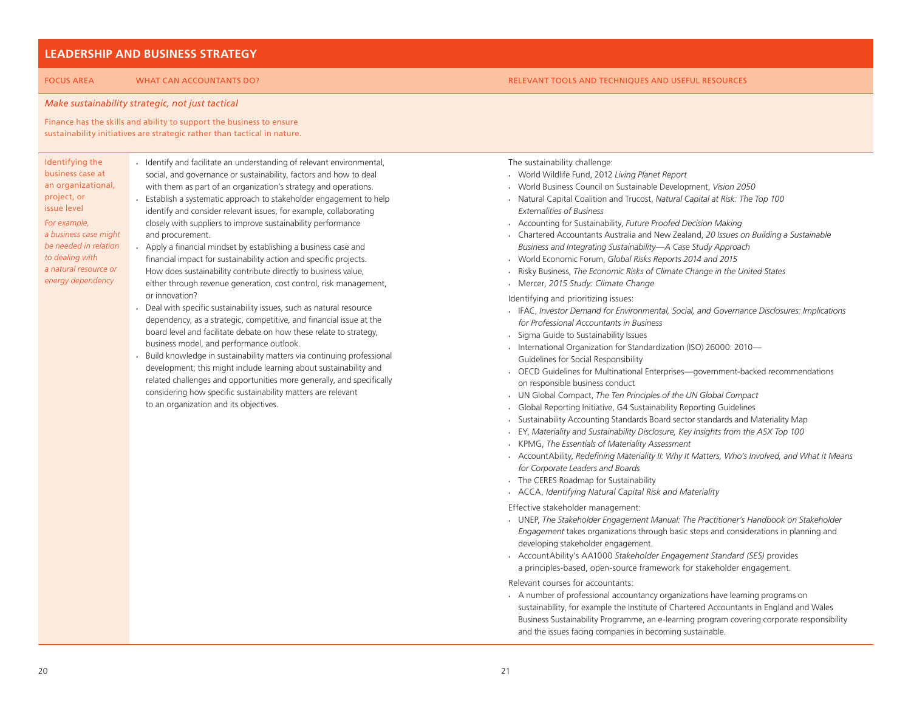## LEADERSHIP AND BUSINESS STRATEGY

| FOCUS AREA | WHAT CAN ACCOUNTANTS DO? | RELEVANT TOOLS AND TECHNIQUES AND USEFUL RESOURCES |
|---|---|---|

*Make sustainability strategic, not just tactical*

Finance has the skills and ability to support the business to ensure sustainability initiatives are strategic rather than tactical in nature.

### Identifying the business case at an organizational, project, or issue level

*For example, a business case might be needed in relation to dealing with a natural resource or energy dependency*

**What can accountants do?**

- Identify and facilitate an understanding of relevant environmental, social, and governance or sustainability, factors and how to deal with them as part of an organization's strategy and operations.
- Establish a systematic approach to stakeholder engagement to help identify and consider relevant issues, for example, collaborating closely with suppliers to improve sustainability performance and procurement.
- Apply a financial mindset by establishing a business case and financial impact for sustainability action and specific projects. How does sustainability contribute directly to business value, either through revenue generation, cost control, risk management, or innovation?
- Deal with specific sustainability issues, such as natural resource dependency, as a strategic, competitive, and financial issue at the board level and facilitate debate on how these relate to strategy, business model, and performance outlook.
- Build knowledge in sustainability matters via continuing professional development; this might include learning about sustainability and related challenges and opportunities more generally, and specifically considering how specific sustainability matters are relevant to an organization and its objectives.

**Relevant tools and techniques and useful resources**

The sustainability challenge:

- World Wildlife Fund, 2012 *Living Planet Report*
- World Business Council on Sustainable Development, *Vision 2050*
- Natural Capital Coalition and Trucost, *Natural Capital at Risk: The Top 100 Externalities of Business*
- Accounting for Sustainability, *Future Proofed Decision Making*
- Chartered Accountants Australia and New Zealand, *20 Issues on Building a Sustainable Business and Integrating Sustainability—A Case Study Approach*
- World Economic Forum, *Global Risks Reports 2014 and 2015*
- Risky Business, *The Economic Risks of Climate Change in the United States*
- Mercer, *2015 Study: Climate Change*

Identifying and prioritizing issues:

- IFAC, *Investor Demand for Environmental, Social, and Governance Disclosures: Implications for Professional Accountants in Business*
- Sigma Guide to Sustainability Issues
- International Organization for Standardization (ISO) 26000: 2010—Guidelines for Social Responsibility
- OECD Guidelines for Multinational Enterprises—government-backed recommendations on responsible business conduct
- UN Global Compact, *The Ten Principles of the UN Global Compact*
- Global Reporting Initiative, G4 Sustainability Reporting Guidelines
- Sustainability Accounting Standards Board sector standards and Materiality Map
- EY, *Materiality and Sustainability Disclosure, Key Insights from the ASX Top 100*
- KPMG, *The Essentials of Materiality Assessment*
- AccountAbility, *Redefining Materiality II: Why It Matters, Who's Involved, and What it Means for Corporate Leaders and Boards*
- The CERES Roadmap for Sustainability
- ACCA, *Identifying Natural Capital Risk and Materiality*

Effective stakeholder management:

- UNEP, *The Stakeholder Engagement Manual: The Practitioner's Handbook on Stakeholder Engagement* takes organizations through basic steps and considerations in planning and developing stakeholder engagement.
- AccountAbility's AA1000 *Stakeholder Engagement Standard (SES)* provides a principles-based, open-source framework for stakeholder engagement.

Relevant courses for accountants:

- A number of professional accountancy organizations have learning programs on sustainability, for example the Institute of Chartered Accountants in England and Wales Business Sustainability Programme, an e-learning program covering corporate responsibility and the issues facing companies in becoming sustainable.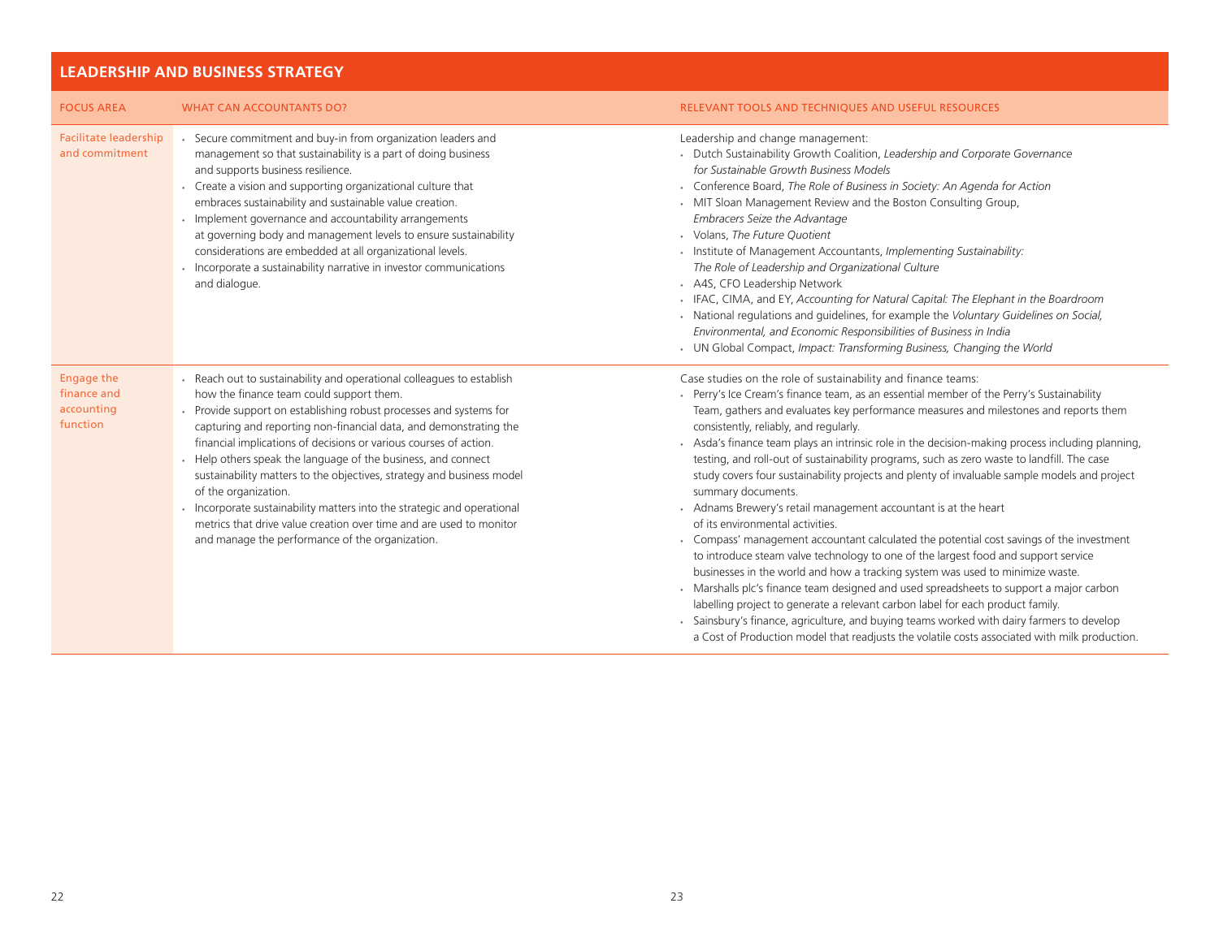## LEADERSHIP AND BUSINESS STRATEGY

| FOCUS AREA | WHAT CAN ACCOUNTANTS DO? | RELEVANT TOOLS AND TECHNIQUES AND USEFUL RESOURCES |
|---|---|---|
| Facilitate leadership and commitment | • Secure commitment and buy-in from organization leaders and management so that sustainability is a part of doing business and supports business resilience.<br>• Create a vision and supporting organizational culture that embraces sustainability and sustainable value creation.<br>• Implement governance and accountability arrangements at governing body and management levels to ensure sustainability considerations are embedded at all organizational levels.<br>• Incorporate a sustainability narrative in investor communications and dialogue. | Leadership and change management:<br>• Dutch Sustainability Growth Coalition, *Leadership and Corporate Governance for Sustainable Growth Business Models*<br>• Conference Board, *The Role of Business in Society: An Agenda for Action*<br>• MIT Sloan Management Review and the Boston Consulting Group, *Embracers Seize the Advantage*<br>• Volans, *The Future Quotient*<br>• Institute of Management Accountants, *Implementing Sustainability: The Role of Leadership and Organizational Culture*<br>• A4S, CFO Leadership Network<br>• IFAC, CIMA, and EY, *Accounting for Natural Capital: The Elephant in the Boardroom*<br>• National regulations and guidelines, for example the *Voluntary Guidelines on Social, Environmental, and Economic Responsibilities of Business in India*<br>• UN Global Compact, *Impact: Transforming Business, Changing the World* |
| Engage the finance and accounting function | • Reach out to sustainability and operational colleagues to establish how the finance team could support them.<br>• Provide support on establishing robust processes and systems for capturing and reporting non-financial data, and demonstrating the financial implications of decisions or various courses of action.<br>• Help others speak the language of the business, and connect sustainability matters to the objectives, strategy and business model of the organization.<br>• Incorporate sustainability matters into the strategic and operational metrics that drive value creation over time and are used to monitor and manage the performance of the organization. | Case studies on the role of sustainability and finance teams:<br>• Perry's Ice Cream's finance team, as an essential member of the Perry's Sustainability Team, gathers and evaluates key performance measures and milestones and reports them consistently, reliably, and regularly.<br>• Asda's finance team plays an intrinsic role in the decision-making process including planning, testing, and roll-out of sustainability programs, such as zero waste to landfill. The case study covers four sustainability projects and plenty of invaluable sample models and project summary documents.<br>• Adnams Brewery's retail management accountant is at the heart of its environmental activities.<br>• Compass' management accountant calculated the potential cost savings of the investment to introduce steam valve technology to one of the largest food and support service businesses in the world and how a tracking system was used to minimize waste.<br>• Marshalls plc's finance team designed and used spreadsheets to support a major carbon labelling project to generate a relevant carbon label for each product family.<br>• Sainsbury's finance, agriculture, and buying teams worked with dairy farmers to develop a Cost of Production model that readjusts the volatile costs associated with milk production. |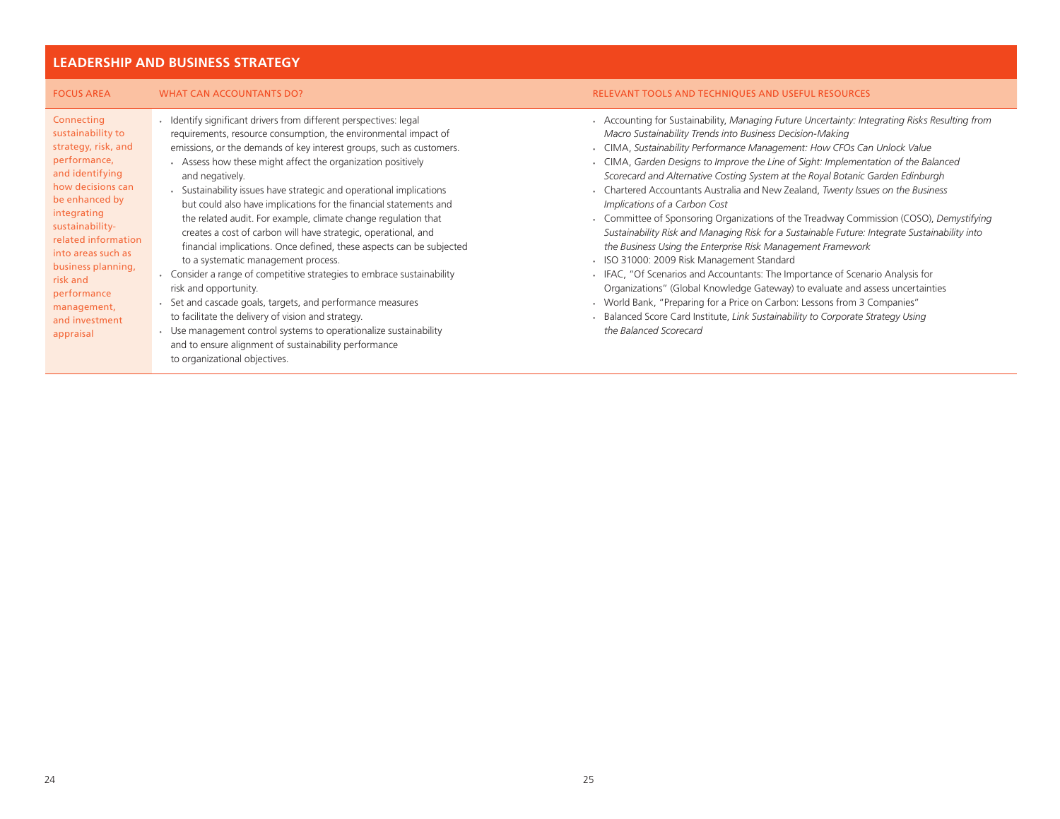## LEADERSHIP AND BUSINESS STRATEGY

| FOCUS AREA | WHAT CAN ACCOUNTANTS DO? | RELEVANT TOOLS AND TECHNIQUES AND USEFUL RESOURCES |
|---|---|---|
| Connecting sustainability to strategy, risk, and performance, and identifying how decisions can be enhanced by integrating sustainability-related information into areas such as business planning, risk and performance management, and investment appraisal | • Identify significant drivers from different perspectives: legal requirements, resource consumption, the environmental impact of emissions, or the demands of key interest groups, such as customers.<br>  ◦ Assess how these might affect the organization positively and negatively.<br>  ◦ Sustainability issues have strategic and operational implications but could also have implications for the financial statements and the related audit. For example, climate change regulation that creates a cost of carbon will have strategic, operational, and financial implications. Once defined, these aspects can be subjected to a systematic management process.<br>• Consider a range of competitive strategies to embrace sustainability risk and opportunity.<br>• Set and cascade goals, targets, and performance measures to facilitate the delivery of vision and strategy.<br>• Use management control systems to operationalize sustainability and to ensure alignment of sustainability performance to organizational objectives. | • Accounting for Sustainability, *Managing Future Uncertainty: Integrating Risks Resulting from Macro Sustainability Trends into Business Decision-Making*<br>• CIMA, *Sustainability Performance Management: How CFOs Can Unlock Value*<br>• CIMA, *Garden Designs to Improve the Line of Sight: Implementation of the Balanced Scorecard and Alternative Costing System at the Royal Botanic Garden Edinburgh*<br>• Chartered Accountants Australia and New Zealand, *Twenty Issues on the Business Implications of a Carbon Cost*<br>• Committee of Sponsoring Organizations of the Treadway Commission (COSO), *Demystifying Sustainability Risk and Managing Risk for a Sustainable Future: Integrate Sustainability into the Business Using the Enterprise Risk Management Framework*<br>• ISO 31000: 2009 Risk Management Standard<br>• IFAC, "Of Scenarios and Accountants: The Importance of Scenario Analysis for Organizations" (Global Knowledge Gateway) to evaluate and assess uncertainties<br>• World Bank, "Preparing for a Price on Carbon: Lessons from 3 Companies"<br>• Balanced Score Card Institute, *Link Sustainability to Corporate Strategy Using the Balanced Scorecard* |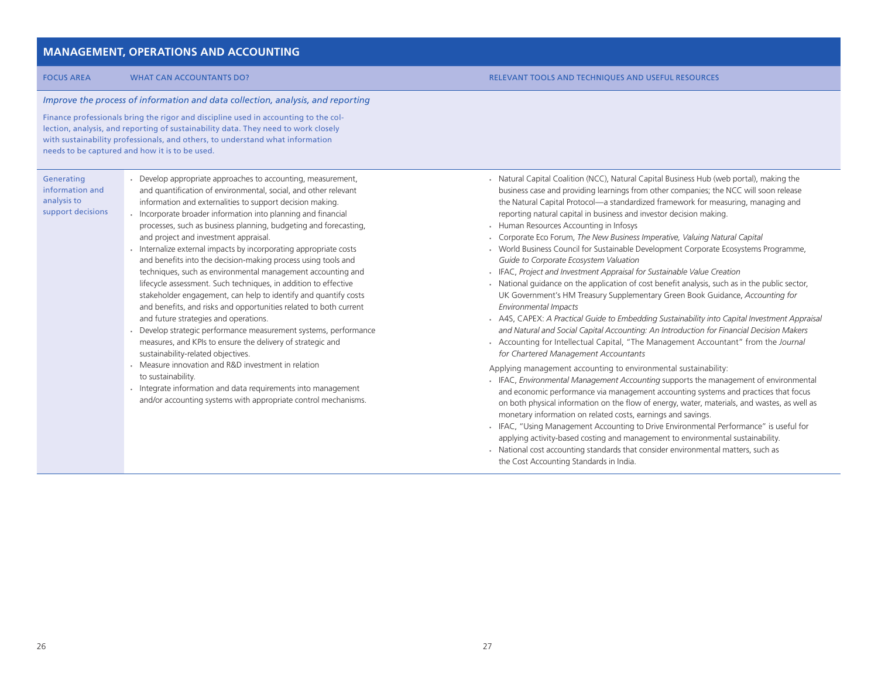## MANAGEMENT, OPERATIONS AND ACCOUNTING

| FOCUS AREA | WHAT CAN ACCOUNTANTS DO? | RELEVANT TOOLS AND TECHNIQUES AND USEFUL RESOURCES |
|---|---|---|

### *Improve the process of information and data collection, analysis, and reporting*

Finance professionals bring the rigor and discipline used in accounting to the collection, analysis, and reporting of sustainability data. They need to work closely with sustainability professionals, and others, to understand what information needs to be captured and how it is to be used.

| FOCUS AREA | WHAT CAN ACCOUNTANTS DO? | RELEVANT TOOLS AND TECHNIQUES AND USEFUL RESOURCES |
|---|---|---|
| Generating information and analysis to support decisions | • Develop appropriate approaches to accounting, measurement, and quantification of environmental, social, and other relevant information and externalities to support decision making.<br>• Incorporate broader information into planning and financial processes, such as business planning, budgeting and forecasting, and project and investment appraisal.<br>• Internalize external impacts by incorporating appropriate costs and benefits into the decision-making process using tools and techniques, such as environmental management accounting and lifecycle assessment. Such techniques, in addition to effective stakeholder engagement, can help to identify and quantify costs and benefits, and risks and opportunities related to both current and future strategies and operations.<br>• Develop strategic performance measurement systems, performance measures, and KPIs to ensure the delivery of strategic and sustainability-related objectives.<br>• Measure innovation and R&D investment in relation to sustainability.<br>• Integrate information and data requirements into management and/or accounting systems with appropriate control mechanisms. | • Natural Capital Coalition (NCC), Natural Capital Business Hub (web portal), making the business case and providing learnings from other companies; the NCC will soon release the Natural Capital Protocol—a standardized framework for measuring, managing and reporting natural capital in business and investor decision making.<br>• Human Resources Accounting in Infosys<br>• Corporate Eco Forum, *The New Business Imperative, Valuing Natural Capital*<br>• World Business Council for Sustainable Development Corporate Ecosystems Programme, *Guide to Corporate Ecosystem Valuation*<br>• IFAC, *Project and Investment Appraisal for Sustainable Value Creation*<br>• National guidance on the application of cost benefit analysis, such as in the public sector, UK Government's HM Treasury Supplementary Green Book Guidance, *Accounting for Environmental Impacts*<br>• A4S, CAPEX: *A Practical Guide to Embedding Sustainability into Capital Investment Appraisal and Natural and Social Capital Accounting: An Introduction for Financial Decision Makers*<br>• Accounting for Intellectual Capital, "The Management Accountant" from the *Journal for Chartered Management Accountants*<br><br>Applying management accounting to environmental sustainability:<br>• IFAC, *Environmental Management Accounting* supports the management of environmental and economic performance via management accounting systems and practices that focus on both physical information on the flow of energy, water, materials, and wastes, as well as monetary information on related costs, earnings and savings.<br>• IFAC, "Using Management Accounting to Drive Environmental Performance" is useful for applying activity-based costing and management to environmental sustainability.<br>• National cost accounting standards that consider environmental matters, such as the Cost Accounting Standards in India. |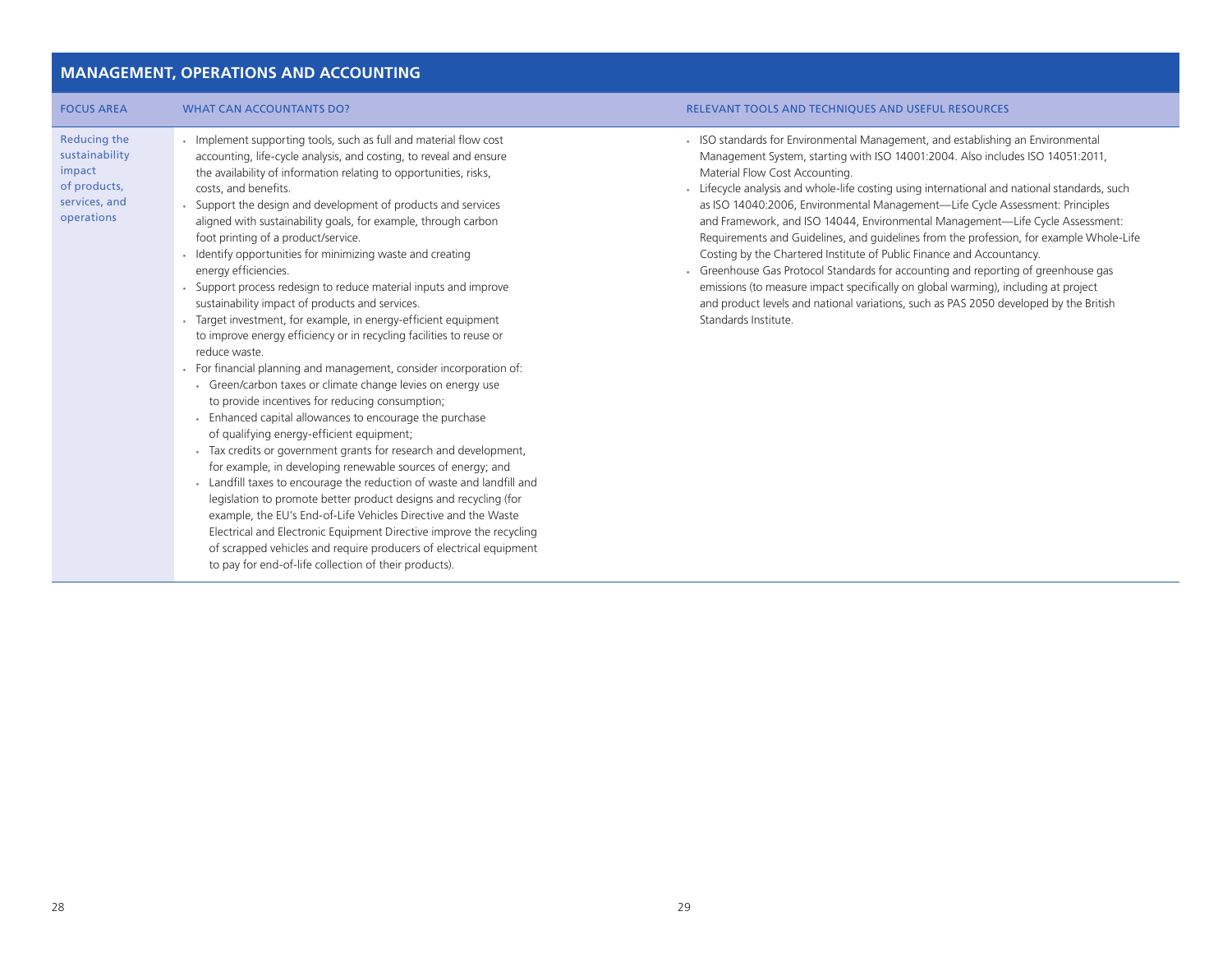## MANAGEMENT, OPERATIONS AND ACCOUNTING

| FOCUS AREA | WHAT CAN ACCOUNTANTS DO? | RELEVANT TOOLS AND TECHNIQUES AND USEFUL RESOURCES |
|---|---|---|
| Reducing the sustainability impact of products, services, and operations | • Implement supporting tools, such as full and material flow cost accounting, life-cycle analysis, and costing, to reveal and ensure the availability of information relating to opportunities, risks, costs, and benefits.<br>• Support the design and development of products and services aligned with sustainability goals, for example, through carbon foot printing of a product/service.<br>• Identify opportunities for minimizing waste and creating energy efficiencies.<br>• Support process redesign to reduce material inputs and improve sustainability impact of products and services.<br>• Target investment, for example, in energy-efficient equipment to improve energy efficiency or in recycling facilities to reuse or reduce waste.<br>• For financial planning and management, consider incorporation of:<br>  ◦ Green/carbon taxes or climate change levies on energy use to provide incentives for reducing consumption;<br>  ◦ Enhanced capital allowances to encourage the purchase of qualifying energy-efficient equipment;<br>  ◦ Tax credits or government grants for research and development, for example, in developing renewable sources of energy; and<br>  ◦ Landfill taxes to encourage the reduction of waste and landfill and legislation to promote better product designs and recycling (for example, the EU's End-of-Life Vehicles Directive and the Waste Electrical and Electronic Equipment Directive improve the recycling of scrapped vehicles and require producers of electrical equipment to pay for end-of-life collection of their products). | • ISO standards for Environmental Management, and establishing an Environmental Management System, starting with ISO 14001:2004. Also includes ISO 14051:2011, Material Flow Cost Accounting.<br>• Lifecycle analysis and whole-life costing using international and national standards, such as ISO 14040:2006, Environmental Management—Life Cycle Assessment: Principles and Framework, and ISO 14044, Environmental Management—Life Cycle Assessment: Requirements and Guidelines, and guidelines from the profession, for example Whole-Life Costing by the Chartered Institute of Public Finance and Accountancy.<br>• Greenhouse Gas Protocol Standards for accounting and reporting of greenhouse gas emissions (to measure impact specifically on global warming), including at project and product levels and national variations, such as PAS 2050 developed by the British Standards Institute. |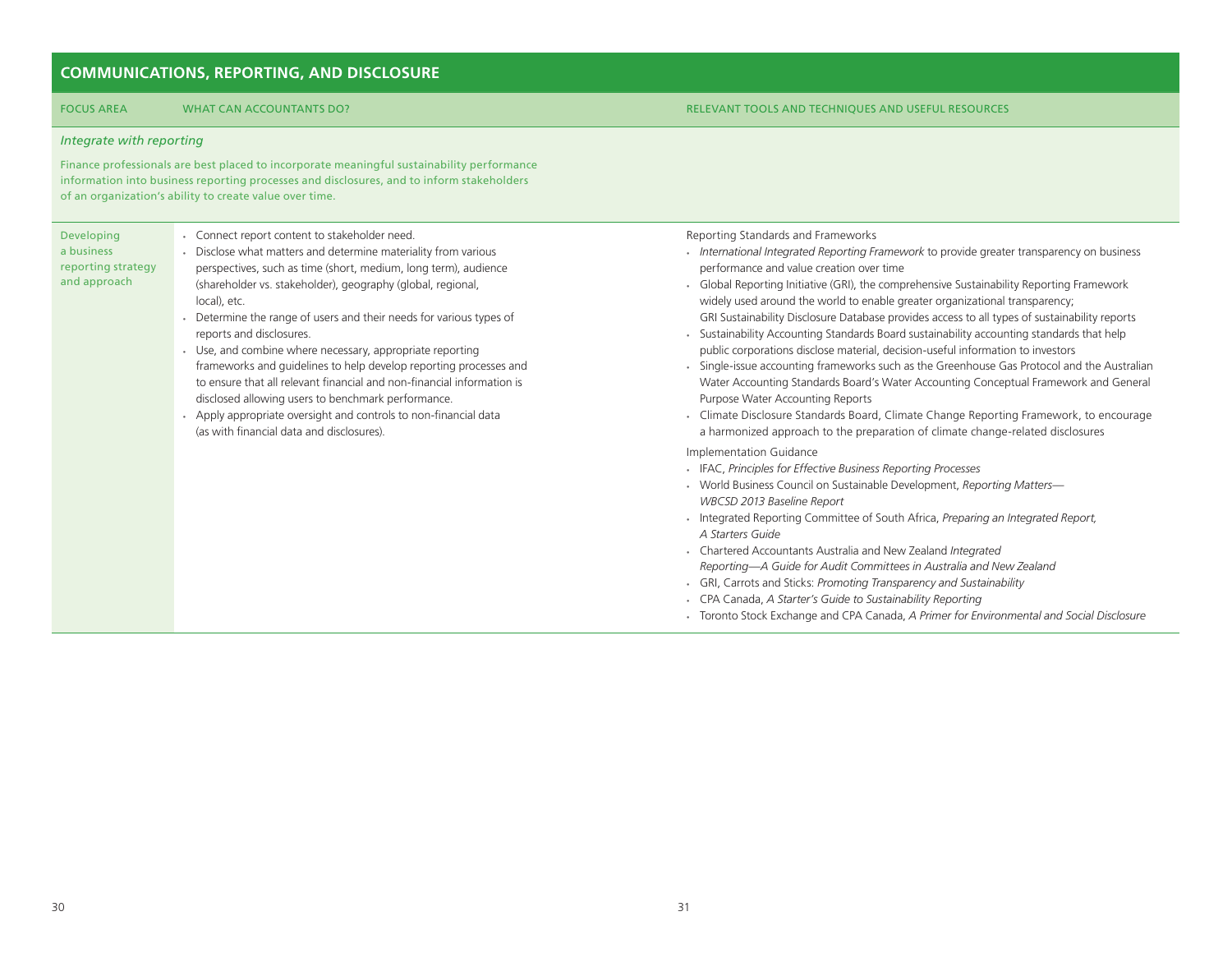## COMMUNICATIONS, REPORTING, AND DISCLOSURE

| FOCUS AREA | WHAT CAN ACCOUNTANTS DO? | RELEVANT TOOLS AND TECHNIQUES AND USEFUL RESOURCES |
|---|---|---|
| *Integrate with reporting*<br><br>Finance professionals are best placed to incorporate meaningful sustainability performance information into business reporting processes and disclosures, and to inform stakeholders of an organization's ability to create value over time. | | |
| Developing a business reporting strategy and approach | • Connect report content to stakeholder need.<br>• Disclose what matters and determine materiality from various perspectives, such as time (short, medium, long term), audience (shareholder vs. stakeholder), geography (global, regional, local), etc.<br>• Determine the range of users and their needs for various types of reports and disclosures.<br>• Use, and combine where necessary, appropriate reporting frameworks and guidelines to help develop reporting processes and to ensure that all relevant financial and non-financial information is disclosed allowing users to benchmark performance.<br>• Apply appropriate oversight and controls to non-financial data (as with financial data and disclosures). | Reporting Standards and Frameworks<br>• *International Integrated Reporting Framework* to provide greater transparency on business performance and value creation over time<br>• Global Reporting Initiative (GRI), the comprehensive Sustainability Reporting Framework widely used around the world to enable greater organizational transparency; GRI Sustainability Disclosure Database provides access to all types of sustainability reports<br>• Sustainability Accounting Standards Board sustainability accounting standards that help public corporations disclose material, decision-useful information to investors<br>• Single-issue accounting frameworks such as the Greenhouse Gas Protocol and the Australian Water Accounting Standards Board's Water Accounting Conceptual Framework and General Purpose Water Accounting Reports<br>• Climate Disclosure Standards Board, Climate Change Reporting Framework, to encourage a harmonized approach to the preparation of climate change-related disclosures<br><br>Implementation Guidance<br>• IFAC, *Principles for Effective Business Reporting Processes*<br>• World Business Council on Sustainable Development, *Reporting Matters—WBCSD 2013 Baseline Report*<br>• Integrated Reporting Committee of South Africa, *Preparing an Integrated Report, A Starters Guide*<br>• Chartered Accountants Australia and New Zealand *Integrated Reporting—A Guide for Audit Committees in Australia and New Zealand*<br>• GRI, Carrots and Sticks: *Promoting Transparency and Sustainability*<br>• CPA Canada, *A Starter's Guide to Sustainability Reporting*<br>• Toronto Stock Exchange and CPA Canada, *A Primer for Environmental and Social Disclosure* |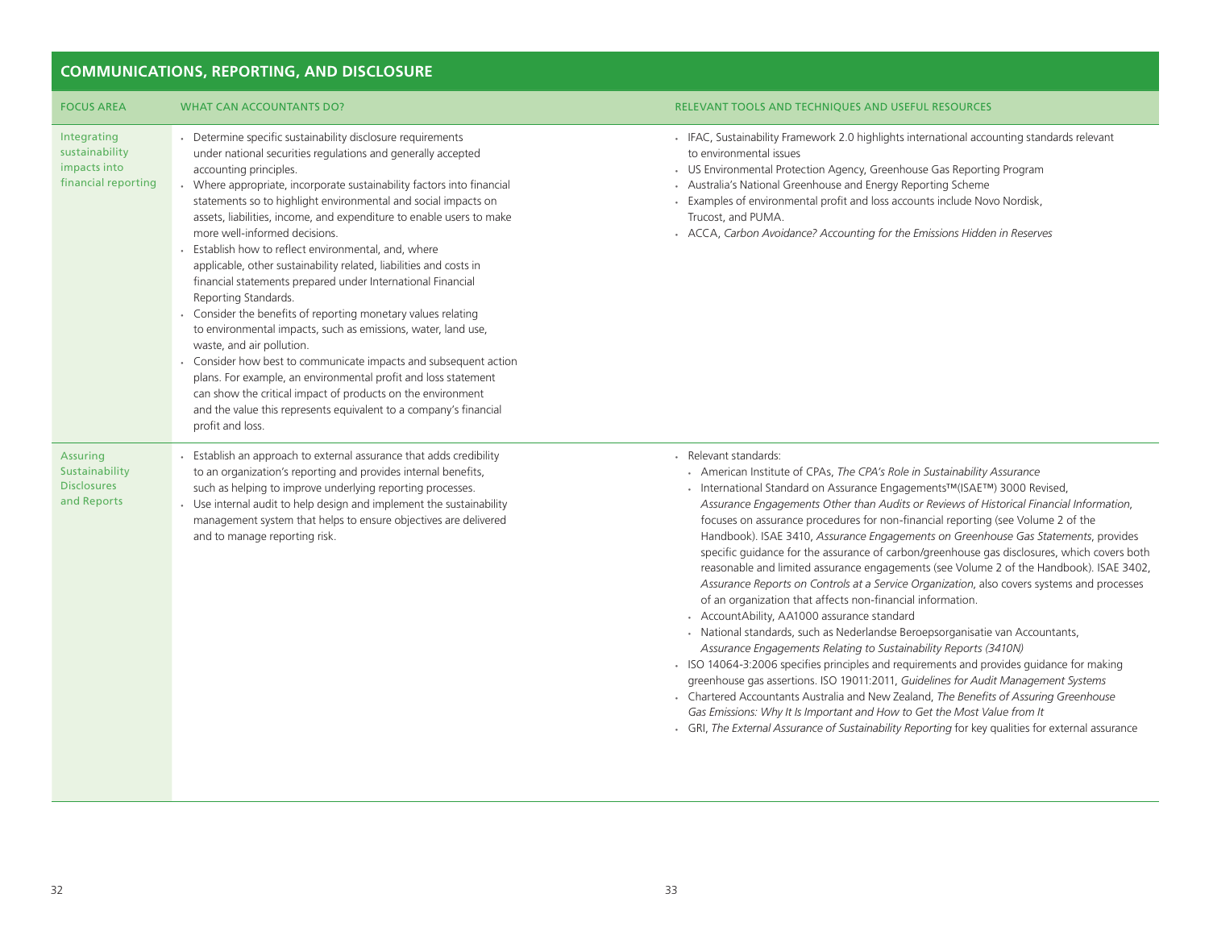## COMMUNICATIONS, REPORTING, AND DISCLOSURE

| FOCUS AREA | WHAT CAN ACCOUNTANTS DO? | RELEVANT TOOLS AND TECHNIQUES AND USEFUL RESOURCES |
|---|---|---|
| Integrating sustainability impacts into financial reporting | • Determine specific sustainability disclosure requirements under national securities regulations and generally accepted accounting principles.<br>• Where appropriate, incorporate sustainability factors into financial statements so to highlight environmental and social impacts on assets, liabilities, income, and expenditure to enable users to make more well-informed decisions.<br>• Establish how to reflect environmental, and, where applicable, other sustainability related, liabilities and costs in financial statements prepared under International Financial Reporting Standards.<br>• Consider the benefits of reporting monetary values relating to environmental impacts, such as emissions, water, land use, waste, and air pollution.<br>• Consider how best to communicate impacts and subsequent action plans. For example, an environmental profit and loss statement can show the critical impact of products on the environment and the value this represents equivalent to a company's financial profit and loss. | • IFAC, Sustainability Framework 2.0 highlights international accounting standards relevant to environmental issues<br>• US Environmental Protection Agency, Greenhouse Gas Reporting Program<br>• Australia's National Greenhouse and Energy Reporting Scheme<br>• Examples of environmental profit and loss accounts include Novo Nordisk, Trucost, and PUMA.<br>• ACCA, *Carbon Avoidance? Accounting for the Emissions Hidden in Reserves* |
| Assuring Sustainability Disclosures and Reports | • Establish an approach to external assurance that adds credibility to an organization's reporting and provides internal benefits, such as helping to improve underlying reporting processes.<br>• Use internal audit to help design and implement the sustainability management system that helps to ensure objectives are delivered and to manage reporting risk. | • Relevant standards:<br>&nbsp;&nbsp;• American Institute of CPAs, *The CPA's Role in Sustainability Assurance*<br>&nbsp;&nbsp;• International Standard on Assurance Engagements™(ISAE™) 3000 Revised, *Assurance Engagements Other than Audits or Reviews of Historical Financial Information*, focuses on assurance procedures for non-financial reporting (see Volume 2 of the Handbook). ISAE 3410, *Assurance Engagements on Greenhouse Gas Statements*, provides specific guidance for the assurance of carbon/greenhouse gas disclosures, which covers both reasonable and limited assurance engagements (see Volume 2 of the Handbook). ISAE 3402, *Assurance Reports on Controls at a Service Organization*, also covers systems and processes of an organization that affects non-financial information.<br>&nbsp;&nbsp;• AccountAbility, AA1000 assurance standard<br>&nbsp;&nbsp;• National standards, such as Nederlandse Beroepsorganisatie van Accountants, *Assurance Engagements Relating to Sustainability Reports (3410N)*<br>• ISO 14064-3:2006 specifies principles and requirements and provides guidance for making greenhouse gas assertions. ISO 19011:2011, *Guidelines for Audit Management Systems*<br>• Chartered Accountants Australia and New Zealand, *The Benefits of Assuring Greenhouse Gas Emissions: Why It Is Important and How to Get the Most Value from It*<br>• GRI, *The External Assurance of Sustainability Reporting* for key qualities for external assurance |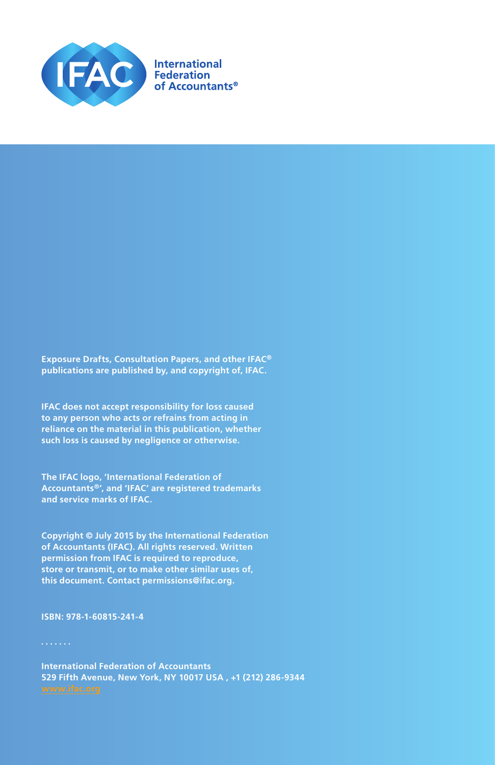International Federation of Accountants®

Exposure Drafts, Consultation Papers, and other IFAC® publications are published by, and copyright of, IFAC.

IFAC does not accept responsibility for loss caused to any person who acts or refrains from acting in reliance on the material in this publication, whether such loss is caused by negligence or otherwise.

The IFAC logo, 'International Federation of Accountants®', and 'IFAC' are registered trademarks and service marks of IFAC.

Copyright © July 2015 by the International Federation of Accountants (IFAC). All rights reserved. Written permission from IFAC is required to reproduce, store or transmit, or to make other similar uses of, this document. Contact permissions@ifac.org.

ISBN: 978-1-60815-241-4

International Federation of Accountants
529 Fifth Avenue, New York, NY 10017 USA , +1 (212) 286-9344
www.ifac.org